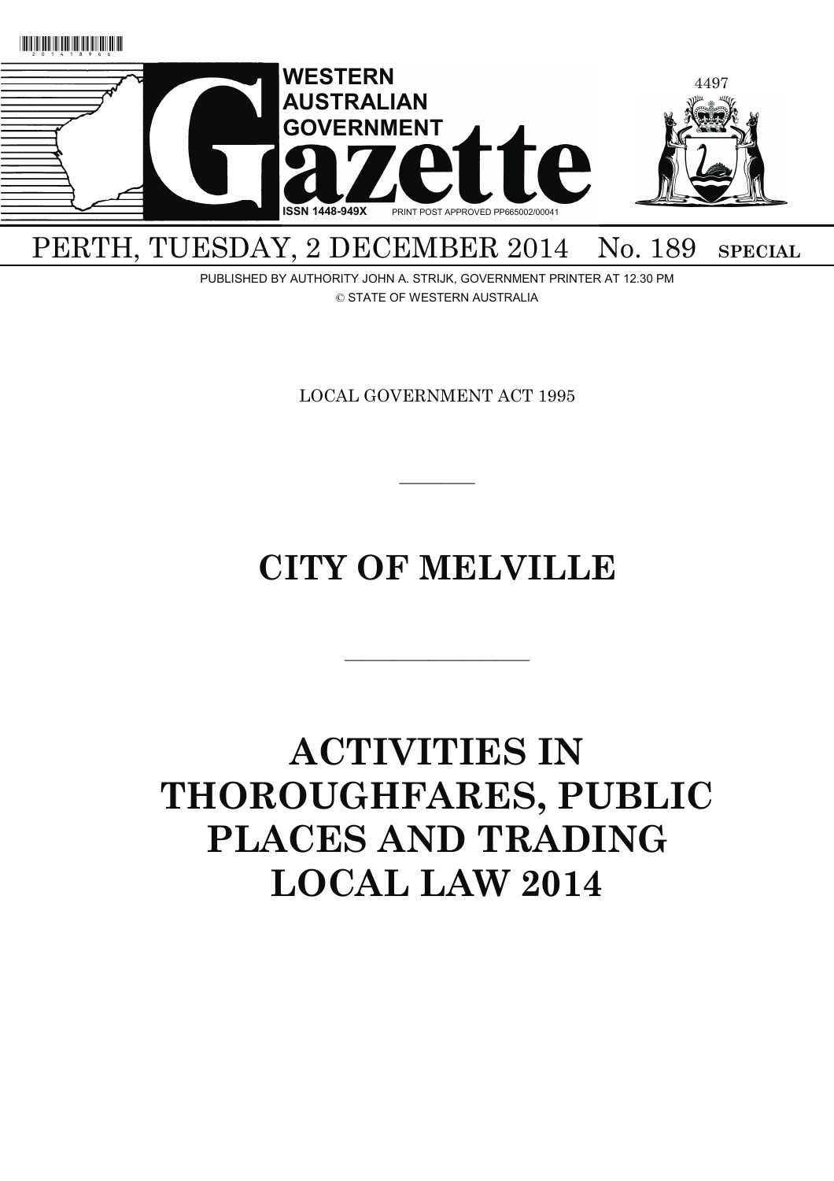# WESTERN AUSTRALIAN GOVERNMENT Gazette

ISSN 1448-949X PRINT POST APPROVED PP665002/00041

PERTH, TUESDAY, 2 DECEMBER 2014 No. 189 SPECIAL

PUBLISHED BY AUTHORITY JOHN A. STRIJK, GOVERNMENT PRINTER AT 12.30 PM

© STATE OF WESTERN AUSTRALIA

LOCAL GOVERNMENT ACT 1995

---

# CITY OF MELVILLE

---

# ACTIVITIES IN THOROUGHFARES, PUBLIC PLACES AND TRADING LOCAL LAW 2014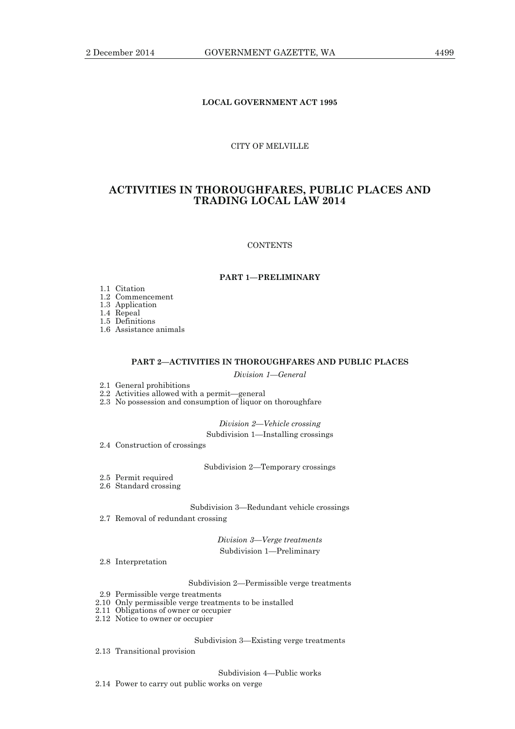**LOCAL GOVERNMENT ACT 1995**

CITY OF MELVILLE

# ACTIVITIES IN THOROUGHFARES, PUBLIC PLACES AND TRADING LOCAL LAW 2014

CONTENTS

## PART 1—PRELIMINARY

1.1 Citation
1.2 Commencement
1.3 Application
1.4 Repeal
1.5 Definitions
1.6 Assistance animals

## PART 2—ACTIVITIES IN THOROUGHFARES AND PUBLIC PLACES

*Division 1—General*

2.1 General prohibitions
2.2 Activities allowed with a permit—general
2.3 No possession and consumption of liquor on thoroughfare

*Division 2—Vehicle crossing*

Subdivision 1—Installing crossings

2.4 Construction of crossings

Subdivision 2—Temporary crossings

2.5 Permit required
2.6 Standard crossing

Subdivision 3—Redundant vehicle crossings

2.7 Removal of redundant crossing

*Division 3—Verge treatments*

Subdivision 1—Preliminary

2.8 Interpretation

Subdivision 2—Permissible verge treatments

2.9 Permissible verge treatments
2.10 Only permissible verge treatments to be installed
2.11 Obligations of owner or occupier
2.12 Notice to owner or occupier

Subdivision 3—Existing verge treatments

2.13 Transitional provision

Subdivision 4—Public works

2.14 Power to carry out public works on verge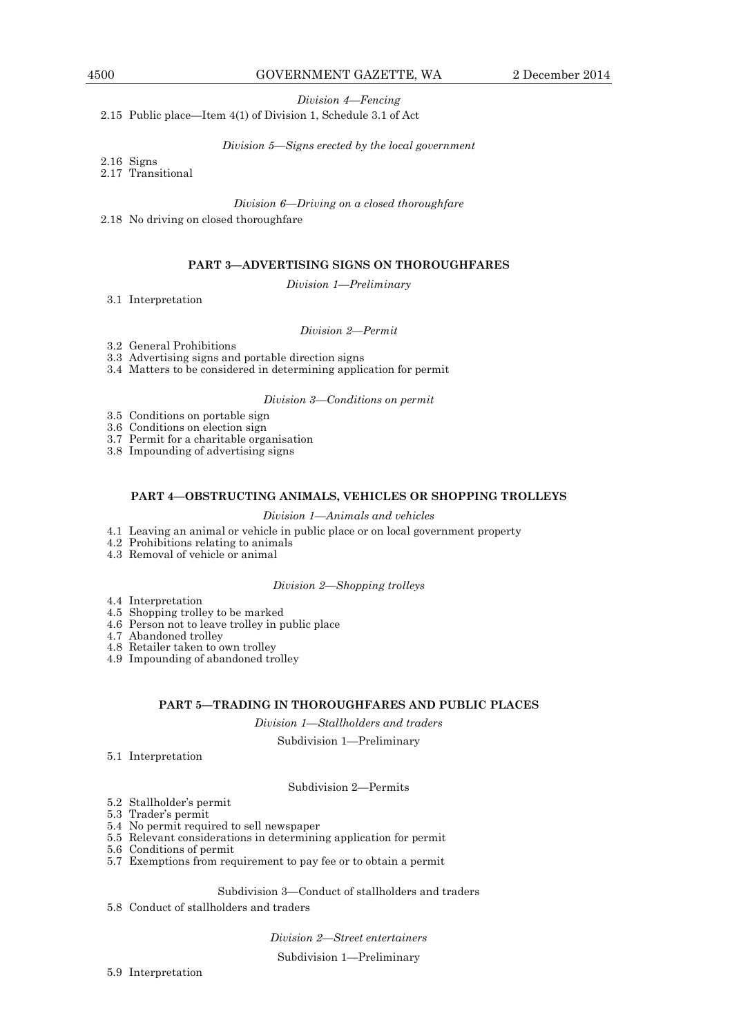*Division 4—Fencing*

2.15 Public place—Item 4(1) of Division 1, Schedule 3.1 of Act

*Division 5—Signs erected by the local government*

2.16 Signs
2.17 Transitional

*Division 6—Driving on a closed thoroughfare*

2.18 No driving on closed thoroughfare

## PART 3—ADVERTISING SIGNS ON THOROUGHFARES

*Division 1—Preliminary*

3.1 Interpretation

*Division 2—Permit*

3.2 General Prohibitions
3.3 Advertising signs and portable direction signs
3.4 Matters to be considered in determining application for permit

*Division 3—Conditions on permit*

3.5 Conditions on portable sign
3.6 Conditions on election sign
3.7 Permit for a charitable organisation
3.8 Impounding of advertising signs

## PART 4—OBSTRUCTING ANIMALS, VEHICLES OR SHOPPING TROLLEYS

*Division 1—Animals and vehicles*

4.1 Leaving an animal or vehicle in public place or on local government property
4.2 Prohibitions relating to animals
4.3 Removal of vehicle or animal

*Division 2—Shopping trolleys*

4.4 Interpretation
4.5 Shopping trolley to be marked
4.6 Person not to leave trolley in public place
4.7 Abandoned trolley
4.8 Retailer taken to own trolley
4.9 Impounding of abandoned trolley

## PART 5—TRADING IN THOROUGHFARES AND PUBLIC PLACES

*Division 1—Stallholders and traders*

Subdivision 1—Preliminary

5.1 Interpretation

Subdivision 2—Permits

5.2 Stallholder's permit
5.3 Trader's permit
5.4 No permit required to sell newspaper
5.5 Relevant considerations in determining application for permit
5.6 Conditions of permit
5.7 Exemptions from requirement to pay fee or to obtain a permit

Subdivision 3—Conduct of stallholders and traders

5.8 Conduct of stallholders and traders

*Division 2—Street entertainers*

Subdivision 1—Preliminary

5.9 Interpretation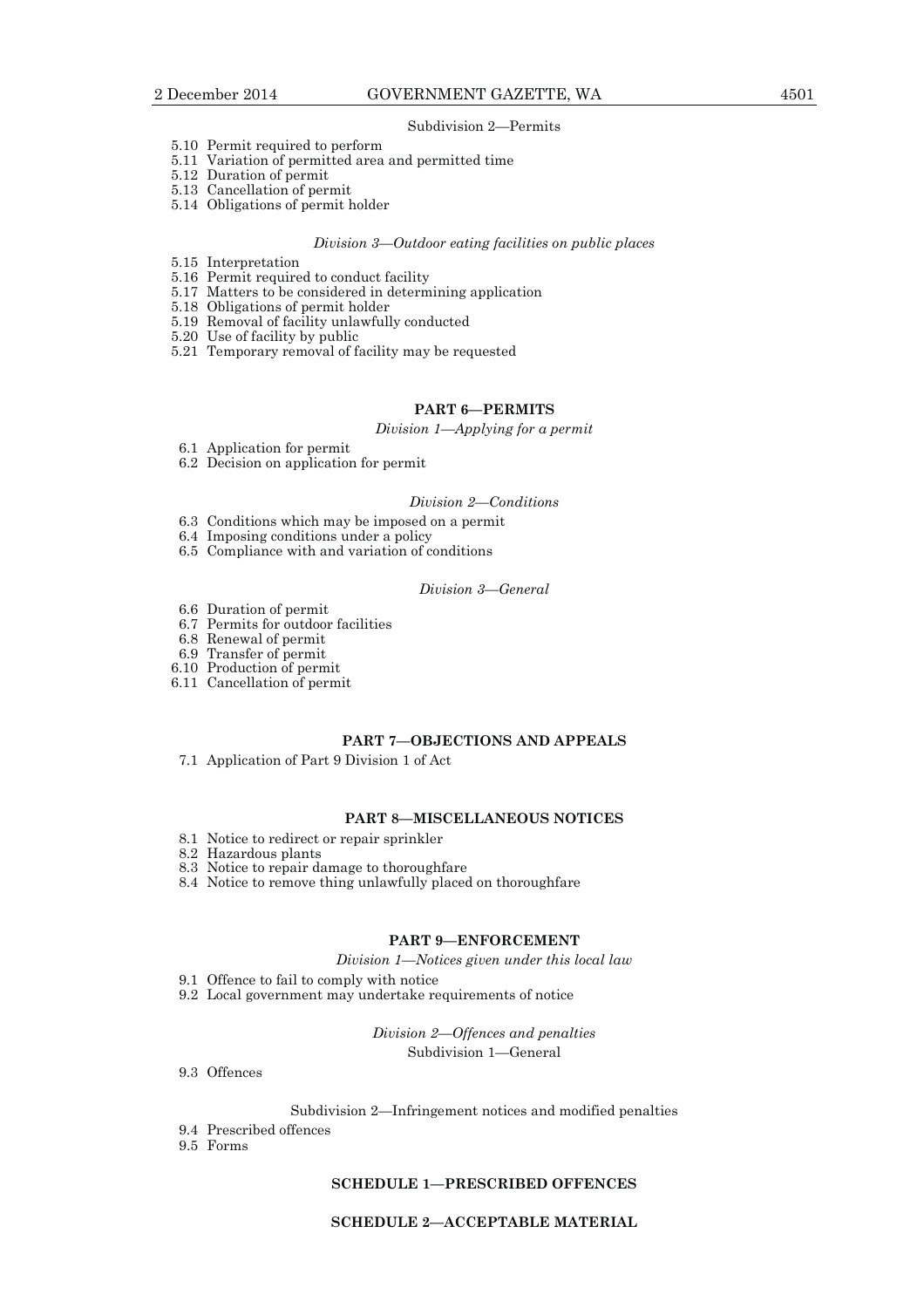Subdivision 2—Permits

5.10 Permit required to perform
5.11 Variation of permitted area and permitted time
5.12 Duration of permit
5.13 Cancellation of permit
5.14 Obligations of permit holder

*Division 3—Outdoor eating facilities on public places*

5.15 Interpretation
5.16 Permit required to conduct facility
5.17 Matters to be considered in determining application
5.18 Obligations of permit holder
5.19 Removal of facility unlawfully conducted
5.20 Use of facility by public
5.21 Temporary removal of facility may be requested

**PART 6—PERMITS**

*Division 1—Applying for a permit*

6.1 Application for permit
6.2 Decision on application for permit

*Division 2—Conditions*

6.3 Conditions which may be imposed on a permit
6.4 Imposing conditions under a policy
6.5 Compliance with and variation of conditions

*Division 3—General*

6.6 Duration of permit
6.7 Permits for outdoor facilities
6.8 Renewal of permit
6.9 Transfer of permit
6.10 Production of permit
6.11 Cancellation of permit

**PART 7—OBJECTIONS AND APPEALS**

7.1 Application of Part 9 Division 1 of Act

**PART 8—MISCELLANEOUS NOTICES**

8.1 Notice to redirect or repair sprinkler
8.2 Hazardous plants
8.3 Notice to repair damage to thoroughfare
8.4 Notice to remove thing unlawfully placed on thoroughfare

**PART 9—ENFORCEMENT**

*Division 1—Notices given under this local law*

9.1 Offence to fail to comply with notice
9.2 Local government may undertake requirements of notice

*Division 2—Offences and penalties*

Subdivision 1—General

9.3 Offences

Subdivision 2—Infringement notices and modified penalties

9.4 Prescribed offences
9.5 Forms

**SCHEDULE 1—PRESCRIBED OFFENCES**

**SCHEDULE 2—ACCEPTABLE MATERIAL**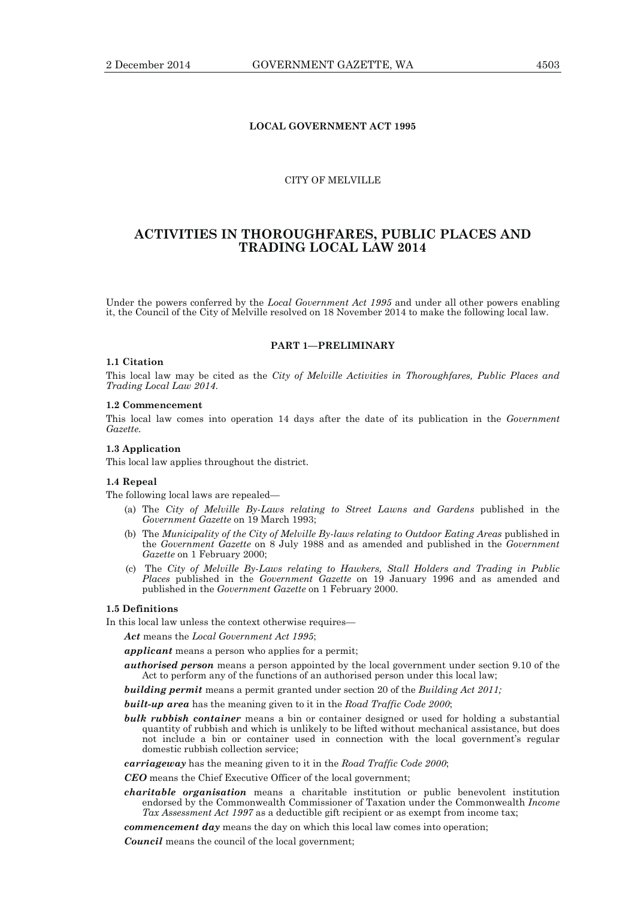**LOCAL GOVERNMENT ACT 1995**

CITY OF MELVILLE

# ACTIVITIES IN THOROUGHFARES, PUBLIC PLACES AND TRADING LOCAL LAW 2014

Under the powers conferred by the *Local Government Act 1995* and under all other powers enabling it, the Council of the City of Melville resolved on 18 November 2014 to make the following local law.

## PART 1—PRELIMINARY

### 1.1 Citation

This local law may be cited as the *City of Melville Activities in Thoroughfares, Public Places and Trading Local Law 2014*.

### 1.2 Commencement

This local law comes into operation 14 days after the date of its publication in the *Government Gazette*.

### 1.3 Application

This local law applies throughout the district.

### 1.4 Repeal

The following local laws are repealed—

(a) The *City of Melville By-Laws relating to Street Lawns and Gardens* published in the *Government Gazette* on 19 March 1993;

(b) The *Municipality of the City of Melville By-laws relating to Outdoor Eating Areas* published in the *Government Gazette* on 8 July 1988 and as amended and published in the *Government Gazette* on 1 February 2000;

(c) The *City of Melville By-Laws relating to Hawkers, Stall Holders and Trading in Public Places* published in the *Government Gazette* on 19 January 1996 and as amended and published in the *Government Gazette* on 1 February 2000.

### 1.5 Definitions

In this local law unless the context otherwise requires—

***Act*** means the *Local Government Act 1995*;

***applicant*** means a person who applies for a permit;

***authorised person*** means a person appointed by the local government under section 9.10 of the Act to perform any of the functions of an authorised person under this local law;

***building permit*** means a permit granted under section 20 of the *Building Act 2011;*

***built-up area*** has the meaning given to it in the *Road Traffic Code 2000*;

***bulk rubbish container*** means a bin or container designed or used for holding a substantial quantity of rubbish and which is unlikely to be lifted without mechanical assistance, but does not include a bin or container used in connection with the local government's regular domestic rubbish collection service;

***carriageway*** has the meaning given to it in the *Road Traffic Code 2000*;

***CEO*** means the Chief Executive Officer of the local government;

***charitable organisation*** means a charitable institution or public benevolent institution endorsed by the Commonwealth Commissioner of Taxation under the Commonwealth *Income Tax Assessment Act 1997* as a deductible gift recipient or as exempt from income tax;

***commencement day*** means the day on which this local law comes into operation;

***Council*** means the council of the local government;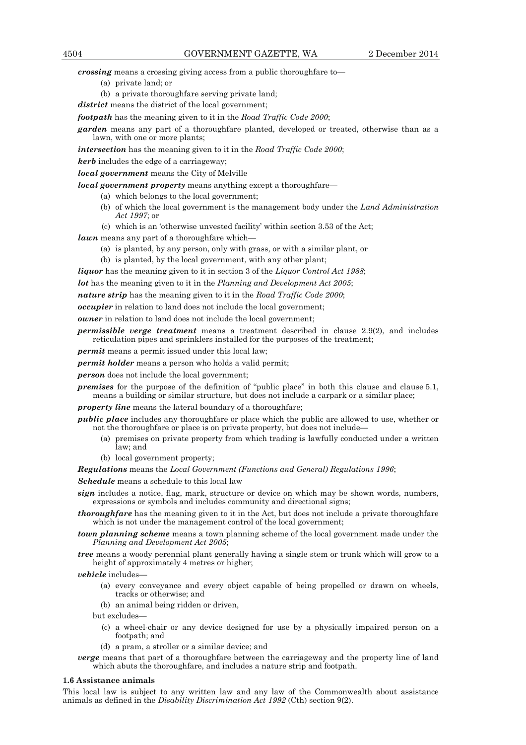***crossing*** means a crossing giving access from a public thoroughfare to—

(a) private land; or

(b) a private thoroughfare serving private land;

***district*** means the district of the local government;

***footpath*** has the meaning given to it in the *Road Traffic Code 2000*;

***garden*** means any part of a thoroughfare planted, developed or treated, otherwise than as a lawn, with one or more plants;

***intersection*** has the meaning given to it in the *Road Traffic Code 2000*;

***kerb*** includes the edge of a carriageway;

***local government*** means the City of Melville

***local government property*** means anything except a thoroughfare—

(a) which belongs to the local government;

(b) of which the local government is the management body under the *Land Administration Act 1997*; or

(c) which is an 'otherwise unvested facility' within section 3.53 of the Act;

***lawn*** means any part of a thoroughfare which—

(a) is planted, by any person, only with grass, or with a similar plant, or

(b) is planted, by the local government, with any other plant;

***liquor*** has the meaning given to it in section 3 of the *Liquor Control Act 1988*;

***lot*** has the meaning given to it in the *Planning and Development Act 2005*;

***nature strip*** has the meaning given to it in the *Road Traffic Code 2000*;

***occupier*** in relation to land does not include the local government;

***owner*** in relation to land does not include the local government;

***permissible verge treatment*** means a treatment described in clause 2.9(2), and includes reticulation pipes and sprinklers installed for the purposes of the treatment;

***permit*** means a permit issued under this local law;

***permit holder*** means a person who holds a valid permit;

***person*** does not include the local government;

***premises*** for the purpose of the definition of "public place" in both this clause and clause 5.1, means a building or similar structure, but does not include a carpark or a similar place;

***property line*** means the lateral boundary of a thoroughfare;

***public place*** includes any thoroughfare or place which the public are allowed to use, whether or not the thoroughfare or place is on private property, but does not include—

(a) premises on private property from which trading is lawfully conducted under a written law; and

(b) local government property;

***Regulations*** means the *Local Government (Functions and General) Regulations 1996*;

***Schedule*** means a schedule to this local law

***sign*** includes a notice, flag, mark, structure or device on which may be shown words, numbers, expressions or symbols and includes community and directional signs;

***thoroughfare*** has the meaning given to it in the Act, but does not include a private thoroughfare which is not under the management control of the local government;

***town planning scheme*** means a town planning scheme of the local government made under the *Planning and Development Act 2005*;

***tree*** means a woody perennial plant generally having a single stem or trunk which will grow to a height of approximately 4 metres or higher;

***vehicle*** includes—

(a) every conveyance and every object capable of being propelled or drawn on wheels, tracks or otherwise; and

(b) an animal being ridden or driven,

but excludes—

(c) a wheel-chair or any device designed for use by a physically impaired person on a footpath; and

(d) a pram, a stroller or a similar device; and

***verge*** means that part of a thoroughfare between the carriageway and the property line of land which abuts the thoroughfare, and includes a nature strip and footpath.

**1.6 Assistance animals**

This local law is subject to any written law and any law of the Commonwealth about assistance animals as defined in the *Disability Discrimination Act 1992* (Cth) section 9(2).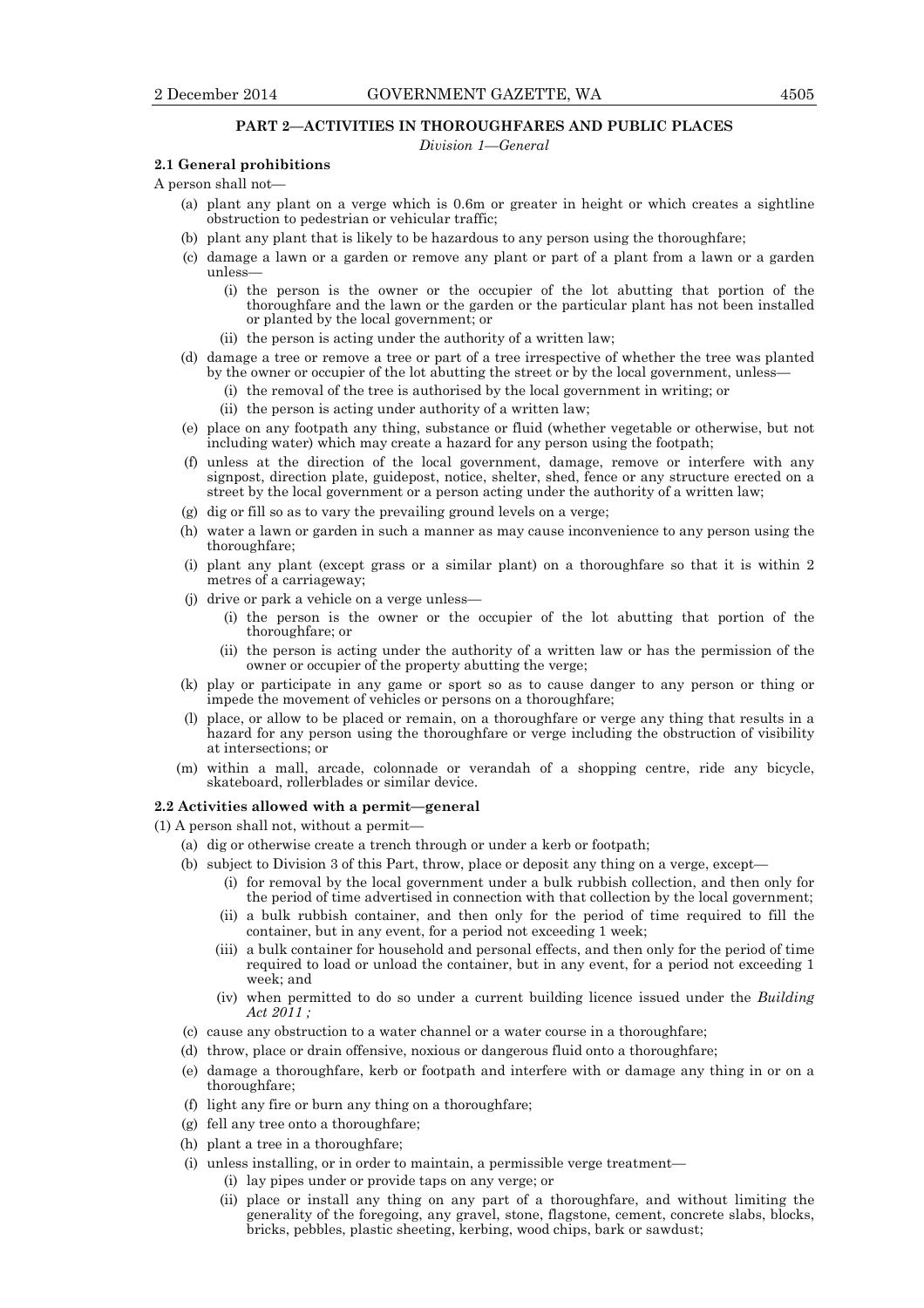**PART 2—ACTIVITIES IN THOROUGHFARES AND PUBLIC PLACES**

*Division 1—General*

**2.1 General prohibitions**

A person shall not—

- (a) plant any plant on a verge which is 0.6m or greater in height or which creates a sightline obstruction to pedestrian or vehicular traffic;
- (b) plant any plant that is likely to be hazardous to any person using the thoroughfare;
- (c) damage a lawn or a garden or remove any plant or part of a plant from a lawn or a garden unless—
  - (i) the person is the owner or the occupier of the lot abutting that portion of the thoroughfare and the lawn or the garden or the particular plant has not been installed or planted by the local government; or
  - (ii) the person is acting under the authority of a written law;
- (d) damage a tree or remove a tree or part of a tree irrespective of whether the tree was planted by the owner or occupier of the lot abutting the street or by the local government, unless—
  - (i) the removal of the tree is authorised by the local government in writing; or
  - (ii) the person is acting under authority of a written law;
- (e) place on any footpath any thing, substance or fluid (whether vegetable or otherwise, but not including water) which may create a hazard for any person using the footpath;
- (f) unless at the direction of the local government, damage, remove or interfere with any signpost, direction plate, guidepost, notice, shelter, shed, fence or any structure erected on a street by the local government or a person acting under the authority of a written law;
- (g) dig or fill so as to vary the prevailing ground levels on a verge;
- (h) water a lawn or garden in such a manner as may cause inconvenience to any person using the thoroughfare;
- (i) plant any plant (except grass or a similar plant) on a thoroughfare so that it is within 2 metres of a carriageway;
- (j) drive or park a vehicle on a verge unless—
  - (i) the person is the owner or the occupier of the lot abutting that portion of the thoroughfare; or
  - (ii) the person is acting under the authority of a written law or has the permission of the owner or occupier of the property abutting the verge;
- (k) play or participate in any game or sport so as to cause danger to any person or thing or impede the movement of vehicles or persons on a thoroughfare;
- (l) place, or allow to be placed or remain, on a thoroughfare or verge any thing that results in a hazard for any person using the thoroughfare or verge including the obstruction of visibility at intersections; or
- (m) within a mall, arcade, colonnade or verandah of a shopping centre, ride any bicycle, skateboard, rollerblades or similar device.

**2.2 Activities allowed with a permit—general**

(1) A person shall not, without a permit—

- (a) dig or otherwise create a trench through or under a kerb or footpath;
- (b) subject to Division 3 of this Part, throw, place or deposit any thing on a verge, except—
  - (i) for removal by the local government under a bulk rubbish collection, and then only for the period of time advertised in connection with that collection by the local government;
  - (ii) a bulk rubbish container, and then only for the period of time required to fill the container, but in any event, for a period not exceeding 1 week;
  - (iii) a bulk container for household and personal effects, and then only for the period of time required to load or unload the container, but in any event, for a period not exceeding 1 week; and
  - (iv) when permitted to do so under a current building licence issued under the *Building Act 2011 ;*
- (c) cause any obstruction to a water channel or a water course in a thoroughfare;
- (d) throw, place or drain offensive, noxious or dangerous fluid onto a thoroughfare;
- (e) damage a thoroughfare, kerb or footpath and interfere with or damage any thing in or on a thoroughfare;
- (f) light any fire or burn any thing on a thoroughfare;
- (g) fell any tree onto a thoroughfare;
- (h) plant a tree in a thoroughfare;
- (i) unless installing, or in order to maintain, a permissible verge treatment—
  - (i) lay pipes under or provide taps on any verge; or
  - (ii) place or install any thing on any part of a thoroughfare, and without limiting the generality of the foregoing, any gravel, stone, flagstone, cement, concrete slabs, blocks, bricks, pebbles, plastic sheeting, kerbing, wood chips, bark or sawdust;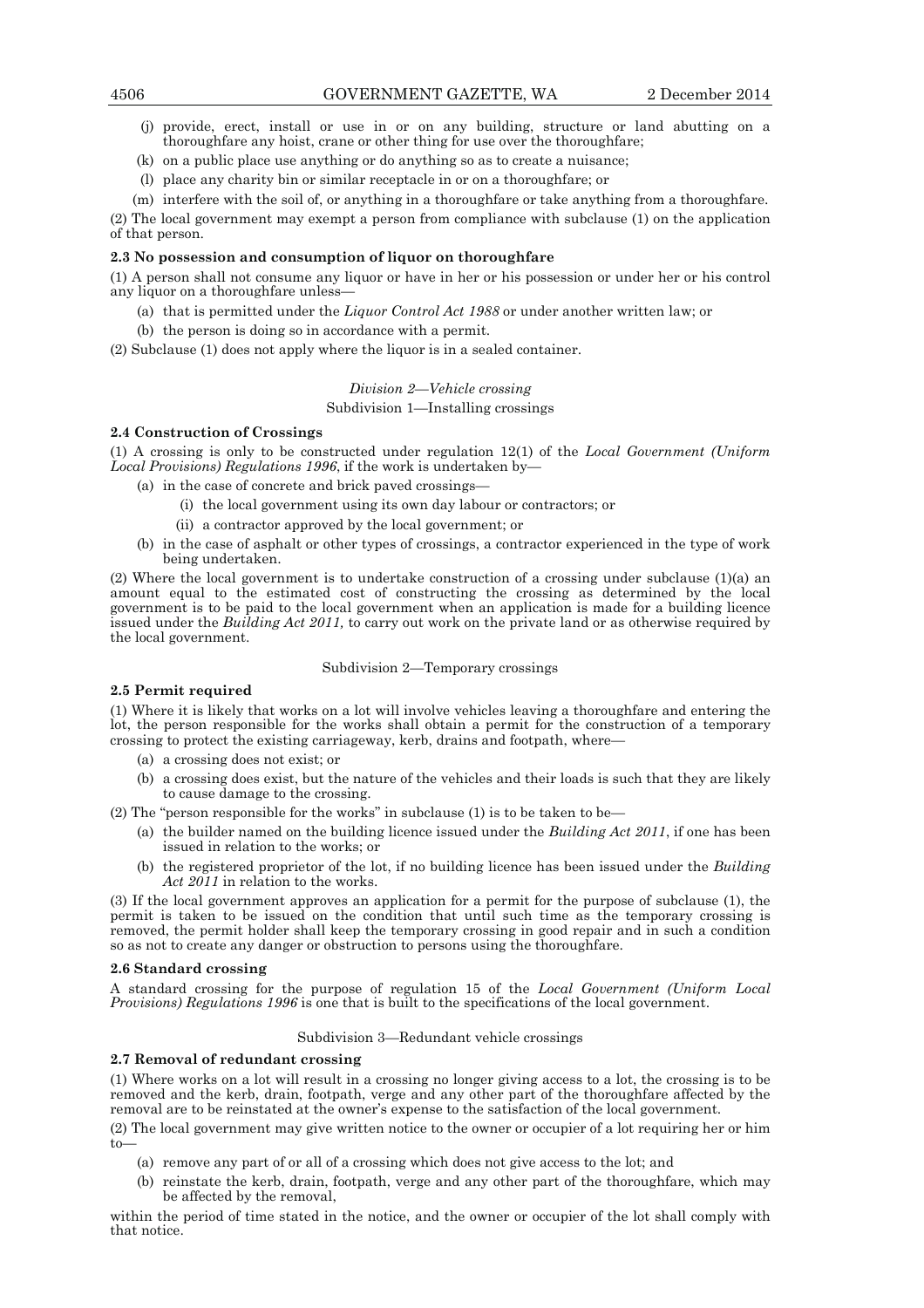(j) provide, erect, install or use in or on any building, structure or land abutting on a thoroughfare any hoist, crane or other thing for use over the thoroughfare;

(k) on a public place use anything or do anything so as to create a nuisance;

(l) place any charity bin or similar receptacle in or on a thoroughfare; or

(m) interfere with the soil of, or anything in a thoroughfare or take anything from a thoroughfare.

(2) The local government may exempt a person from compliance with subclause (1) on the application of that person.

**2.3 No possession and consumption of liquor on thoroughfare**

(1) A person shall not consume any liquor or have in her or his possession or under her or his control any liquor on a thoroughfare unless—

(a) that is permitted under the *Liquor Control Act 1988* or under another written law; or

(b) the person is doing so in accordance with a permit.

(2) Subclause (1) does not apply where the liquor is in a sealed container.

*Division 2—Vehicle crossing*

Subdivision 1—Installing crossings

**2.4 Construction of Crossings**

(1) A crossing is only to be constructed under regulation 12(1) of the *Local Government (Uniform Local Provisions) Regulations 1996*, if the work is undertaken by—

(a) in the case of concrete and brick paved crossings—

(i) the local government using its own day labour or contractors; or

(ii) a contractor approved by the local government; or

(b) in the case of asphalt or other types of crossings, a contractor experienced in the type of work being undertaken.

(2) Where the local government is to undertake construction of a crossing under subclause (1)(a) an amount equal to the estimated cost of constructing the crossing as determined by the local government is to be paid to the local government when an application is made for a building licence issued under the *Building Act 2011,* to carry out work on the private land or as otherwise required by the local government.

Subdivision 2—Temporary crossings

**2.5 Permit required**

(1) Where it is likely that works on a lot will involve vehicles leaving a thoroughfare and entering the lot, the person responsible for the works shall obtain a permit for the construction of a temporary crossing to protect the existing carriageway, kerb, drains and footpath, where—

(a) a crossing does not exist; or

(b) a crossing does exist, but the nature of the vehicles and their loads is such that they are likely to cause damage to the crossing.

(2) The "person responsible for the works" in subclause (1) is to be taken to be—

(a) the builder named on the building licence issued under the *Building Act 2011*, if one has been issued in relation to the works; or

(b) the registered proprietor of the lot, if no building licence has been issued under the *Building Act 2011* in relation to the works.

(3) If the local government approves an application for a permit for the purpose of subclause (1), the permit is taken to be issued on the condition that until such time as the temporary crossing is removed, the permit holder shall keep the temporary crossing in good repair and in such a condition so as not to create any danger or obstruction to persons using the thoroughfare.

**2.6 Standard crossing**

A standard crossing for the purpose of regulation 15 of the *Local Government (Uniform Local Provisions) Regulations 1996* is one that is built to the specifications of the local government.

Subdivision 3—Redundant vehicle crossings

**2.7 Removal of redundant crossing**

(1) Where works on a lot will result in a crossing no longer giving access to a lot, the crossing is to be removed and the kerb, drain, footpath, verge and any other part of the thoroughfare affected by the removal are to be reinstated at the owner's expense to the satisfaction of the local government.

(2) The local government may give written notice to the owner or occupier of a lot requiring her or him to—

(a) remove any part of or all of a crossing which does not give access to the lot; and

(b) reinstate the kerb, drain, footpath, verge and any other part of the thoroughfare, which may be affected by the removal,

within the period of time stated in the notice, and the owner or occupier of the lot shall comply with that notice.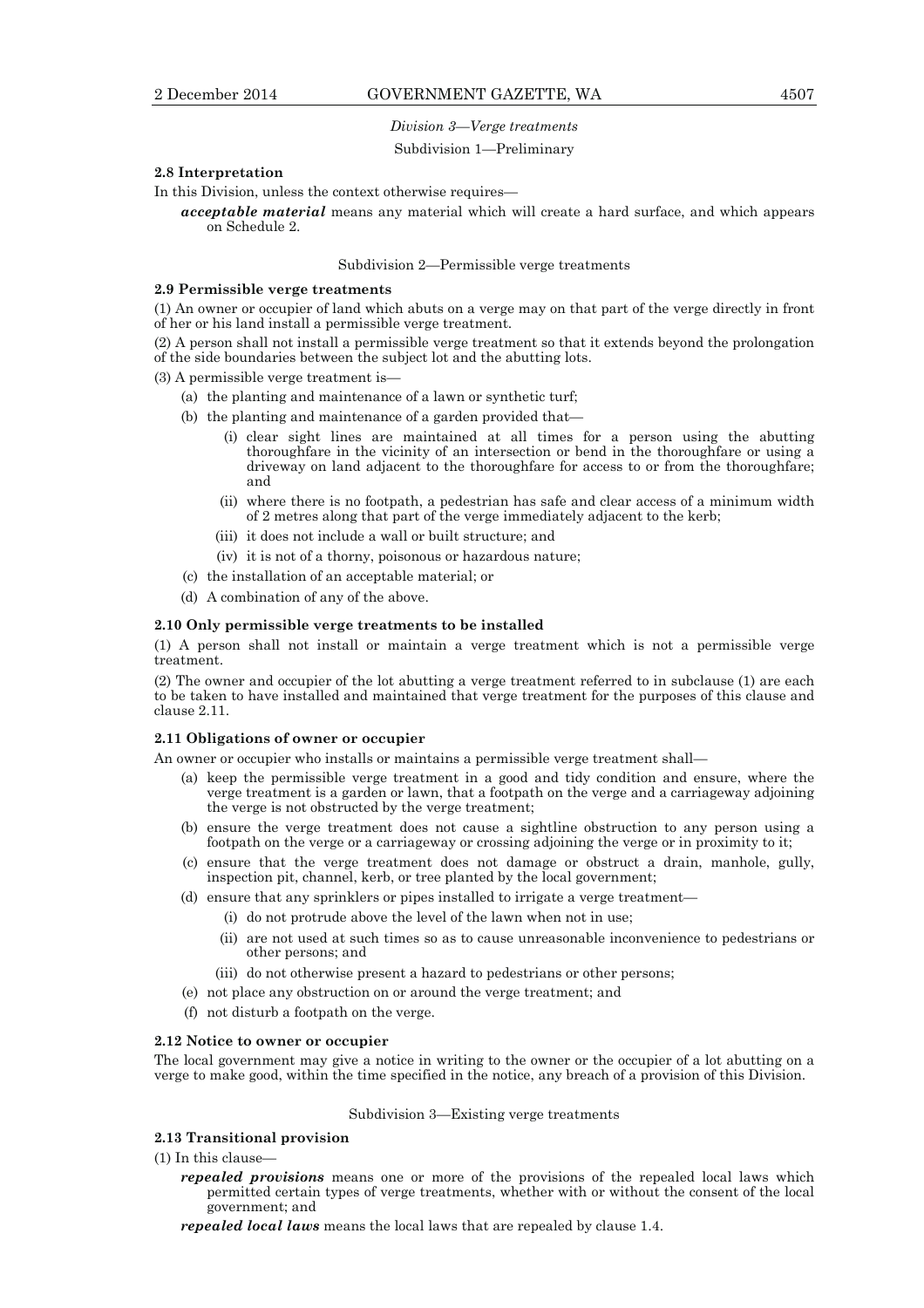*Division 3—Verge treatments*

Subdivision 1—Preliminary

**2.8 Interpretation**

In this Division, unless the context otherwise requires—

***acceptable material*** means any material which will create a hard surface, and which appears on Schedule 2.

Subdivision 2—Permissible verge treatments

**2.9 Permissible verge treatments**

(1) An owner or occupier of land which abuts on a verge may on that part of the verge directly in front of her or his land install a permissible verge treatment.

(2) A person shall not install a permissible verge treatment so that it extends beyond the prolongation of the side boundaries between the subject lot and the abutting lots.

(3) A permissible verge treatment is—

- (a) the planting and maintenance of a lawn or synthetic turf;
- (b) the planting and maintenance of a garden provided that—
  - (i) clear sight lines are maintained at all times for a person using the abutting thoroughfare in the vicinity of an intersection or bend in the thoroughfare or using a driveway on land adjacent to the thoroughfare for access to or from the thoroughfare; and
  - (ii) where there is no footpath, a pedestrian has safe and clear access of a minimum width of 2 metres along that part of the verge immediately adjacent to the kerb;
  - (iii) it does not include a wall or built structure; and
  - (iv) it is not of a thorny, poisonous or hazardous nature;
- (c) the installation of an acceptable material; or
- (d) A combination of any of the above.

**2.10 Only permissible verge treatments to be installed**

(1) A person shall not install or maintain a verge treatment which is not a permissible verge treatment.

(2) The owner and occupier of the lot abutting a verge treatment referred to in subclause (1) are each to be taken to have installed and maintained that verge treatment for the purposes of this clause and clause 2.11.

**2.11 Obligations of owner or occupier**

An owner or occupier who installs or maintains a permissible verge treatment shall—

- (a) keep the permissible verge treatment in a good and tidy condition and ensure, where the verge treatment is a garden or lawn, that a footpath on the verge and a carriageway adjoining the verge is not obstructed by the verge treatment;
- (b) ensure the verge treatment does not cause a sightline obstruction to any person using a footpath on the verge or a carriageway or crossing adjoining the verge or in proximity to it;
- (c) ensure that the verge treatment does not damage or obstruct a drain, manhole, gully, inspection pit, channel, kerb, or tree planted by the local government;
- (d) ensure that any sprinklers or pipes installed to irrigate a verge treatment—
  - (i) do not protrude above the level of the lawn when not in use;
  - (ii) are not used at such times so as to cause unreasonable inconvenience to pedestrians or other persons; and
  - (iii) do not otherwise present a hazard to pedestrians or other persons;
- (e) not place any obstruction on or around the verge treatment; and
- (f) not disturb a footpath on the verge.

**2.12 Notice to owner or occupier**

The local government may give a notice in writing to the owner or the occupier of a lot abutting on a verge to make good, within the time specified in the notice, any breach of a provision of this Division.

Subdivision 3—Existing verge treatments

**2.13 Transitional provision**

(1) In this clause—

***repealed provisions*** means one or more of the provisions of the repealed local laws which permitted certain types of verge treatments, whether with or without the consent of the local government; and

***repealed local laws*** means the local laws that are repealed by clause 1.4.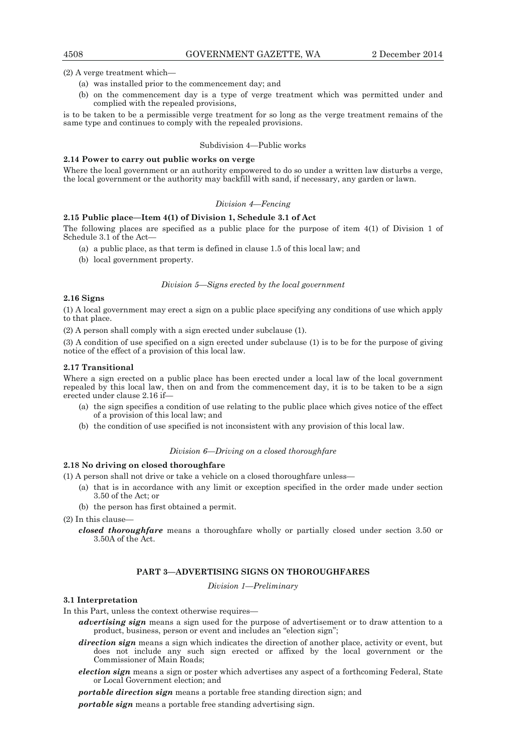(2) A verge treatment which—

(a) was installed prior to the commencement day; and

(b) on the commencement day is a type of verge treatment which was permitted under and complied with the repealed provisions,

is to be taken to be a permissible verge treatment for so long as the verge treatment remains of the same type and continues to comply with the repealed provisions.

Subdivision 4—Public works

**2.14 Power to carry out public works on verge**

Where the local government or an authority empowered to do so under a written law disturbs a verge, the local government or the authority may backfill with sand, if necessary, any garden or lawn.

*Division 4—Fencing*

**2.15 Public place—Item 4(1) of Division 1, Schedule 3.1 of Act**

The following places are specified as a public place for the purpose of item 4(1) of Division 1 of Schedule 3.1 of the Act—

(a) a public place, as that term is defined in clause 1.5 of this local law; and

(b) local government property.

*Division 5—Signs erected by the local government*

**2.16 Signs**

(1) A local government may erect a sign on a public place specifying any conditions of use which apply to that place.

(2) A person shall comply with a sign erected under subclause (1).

(3) A condition of use specified on a sign erected under subclause (1) is to be for the purpose of giving notice of the effect of a provision of this local law.

**2.17 Transitional**

Where a sign erected on a public place has been erected under a local law of the local government repealed by this local law, then on and from the commencement day, it is to be taken to be a sign erected under clause 2.16 if—

(a) the sign specifies a condition of use relating to the public place which gives notice of the effect of a provision of this local law; and

(b) the condition of use specified is not inconsistent with any provision of this local law.

*Division 6—Driving on a closed thoroughfare*

**2.18 No driving on closed thoroughfare**

(1) A person shall not drive or take a vehicle on a closed thoroughfare unless—

(a) that is in accordance with any limit or exception specified in the order made under section 3.50 of the Act; or

(b) the person has first obtained a permit.

(2) In this clause—

***closed thoroughfare*** means a thoroughfare wholly or partially closed under section 3.50 or 3.50A of the Act.

## PART 3—ADVERTISING SIGNS ON THOROUGHFARES

*Division 1—Preliminary*

**3.1 Interpretation**

In this Part, unless the context otherwise requires—

***advertising sign*** means a sign used for the purpose of advertisement or to draw attention to a product, business, person or event and includes an "election sign";

***direction sign*** means a sign which indicates the direction of another place, activity or event, but does not include any such sign erected or affixed by the local government or the Commissioner of Main Roads;

***election sign*** means a sign or poster which advertises any aspect of a forthcoming Federal, State or Local Government election; and

***portable direction sign*** means a portable free standing direction sign; and

***portable sign*** means a portable free standing advertising sign.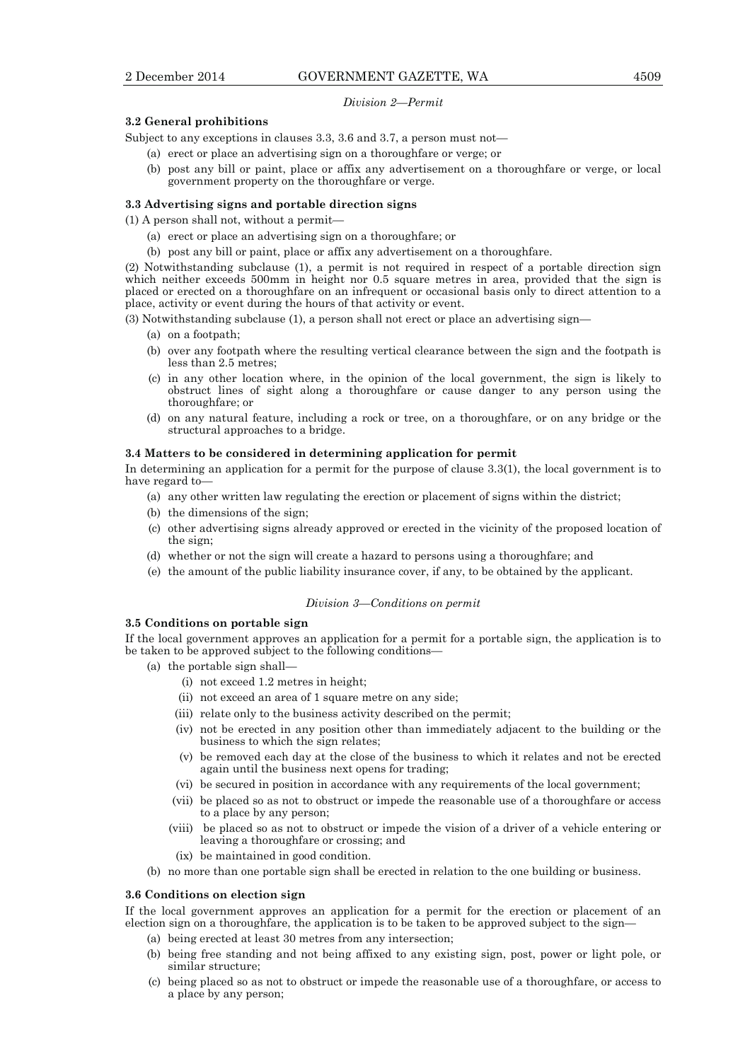*Division 2—Permit*

**3.2 General prohibitions**

Subject to any exceptions in clauses 3.3, 3.6 and 3.7, a person must not—

- (a) erect or place an advertising sign on a thoroughfare or verge; or
- (b) post any bill or paint, place or affix any advertisement on a thoroughfare or verge, or local government property on the thoroughfare or verge.

**3.3 Advertising signs and portable direction signs**

(1) A person shall not, without a permit—

- (a) erect or place an advertising sign on a thoroughfare; or
- (b) post any bill or paint, place or affix any advertisement on a thoroughfare.

(2) Notwithstanding subclause (1), a permit is not required in respect of a portable direction sign which neither exceeds 500mm in height nor 0.5 square metres in area, provided that the sign is placed or erected on a thoroughfare on an infrequent or occasional basis only to direct attention to a place, activity or event during the hours of that activity or event.

(3) Notwithstanding subclause (1), a person shall not erect or place an advertising sign—

- (a) on a footpath;
- (b) over any footpath where the resulting vertical clearance between the sign and the footpath is less than 2.5 metres;
- (c) in any other location where, in the opinion of the local government, the sign is likely to obstruct lines of sight along a thoroughfare or cause danger to any person using the thoroughfare; or
- (d) on any natural feature, including a rock or tree, on a thoroughfare, or on any bridge or the structural approaches to a bridge.

**3.4 Matters to be considered in determining application for permit**

In determining an application for a permit for the purpose of clause 3.3(1), the local government is to have regard to—

- (a) any other written law regulating the erection or placement of signs within the district;
- (b) the dimensions of the sign;
- (c) other advertising signs already approved or erected in the vicinity of the proposed location of the sign;
- (d) whether or not the sign will create a hazard to persons using a thoroughfare; and
- (e) the amount of the public liability insurance cover, if any, to be obtained by the applicant.

*Division 3—Conditions on permit*

**3.5 Conditions on portable sign**

If the local government approves an application for a permit for a portable sign, the application is to be taken to be approved subject to the following conditions—

- (a) the portable sign shall—
  - (i) not exceed 1.2 metres in height;
  - (ii) not exceed an area of 1 square metre on any side;
  - (iii) relate only to the business activity described on the permit;
  - (iv) not be erected in any position other than immediately adjacent to the building or the business to which the sign relates;
  - (v) be removed each day at the close of the business to which it relates and not be erected again until the business next opens for trading;
  - (vi) be secured in position in accordance with any requirements of the local government;
  - (vii) be placed so as not to obstruct or impede the reasonable use of a thoroughfare or access to a place by any person;
  - (viii) be placed so as not to obstruct or impede the vision of a driver of a vehicle entering or leaving a thoroughfare or crossing; and
  - (ix) be maintained in good condition.
- (b) no more than one portable sign shall be erected in relation to the one building or business.

**3.6 Conditions on election sign**

If the local government approves an application for a permit for the erection or placement of an election sign on a thoroughfare, the application is to be taken to be approved subject to the sign—

- (a) being erected at least 30 metres from any intersection;
- (b) being free standing and not being affixed to any existing sign, post, power or light pole, or similar structure;
- (c) being placed so as not to obstruct or impede the reasonable use of a thoroughfare, or access to a place by any person;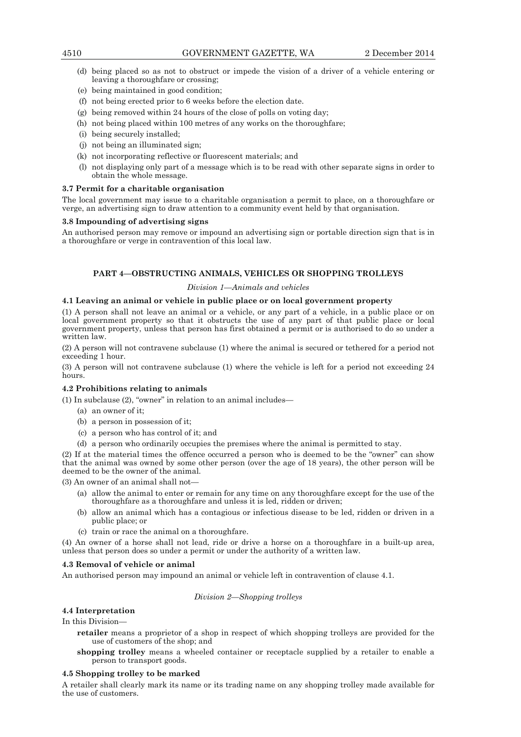(d) being placed so as not to obstruct or impede the vision of a driver of a vehicle entering or leaving a thoroughfare or crossing;

(e) being maintained in good condition;

(f) not being erected prior to 6 weeks before the election date.

(g) being removed within 24 hours of the close of polls on voting day;

(h) not being placed within 100 metres of any works on the thoroughfare;

(i) being securely installed;

(j) not being an illuminated sign;

(k) not incorporating reflective or fluorescent materials; and

(l) not displaying only part of a message which is to be read with other separate signs in order to obtain the whole message.

**3.7 Permit for a charitable organisation**

The local government may issue to a charitable organisation a permit to place, on a thoroughfare or verge, an advertising sign to draw attention to a community event held by that organisation.

**3.8 Impounding of advertising signs**

An authorised person may remove or impound an advertising sign or portable direction sign that is in a thoroughfare or verge in contravention of this local law.

## PART 4—OBSTRUCTING ANIMALS, VEHICLES OR SHOPPING TROLLEYS

*Division 1—Animals and vehicles*

**4.1 Leaving an animal or vehicle in public place or on local government property**

(1) A person shall not leave an animal or a vehicle, or any part of a vehicle, in a public place or on local government property so that it obstructs the use of any part of that public place or local government property, unless that person has first obtained a permit or is authorised to do so under a written law.

(2) A person will not contravene subclause (1) where the animal is secured or tethered for a period not exceeding 1 hour.

(3) A person will not contravene subclause (1) where the vehicle is left for a period not exceeding 24 hours.

**4.2 Prohibitions relating to animals**

(1) In subclause (2), "owner" in relation to an animal includes—

(a) an owner of it;

(b) a person in possession of it;

(c) a person who has control of it; and

(d) a person who ordinarily occupies the premises where the animal is permitted to stay.

(2) If at the material times the offence occurred a person who is deemed to be the "owner" can show that the animal was owned by some other person (over the age of 18 years), the other person will be deemed to be the owner of the animal.

(3) An owner of an animal shall not—

(a) allow the animal to enter or remain for any time on any thoroughfare except for the use of the thoroughfare as a thoroughfare and unless it is led, ridden or driven;

(b) allow an animal which has a contagious or infectious disease to be led, ridden or driven in a public place; or

(c) train or race the animal on a thoroughfare.

(4) An owner of a horse shall not lead, ride or drive a horse on a thoroughfare in a built-up area, unless that person does so under a permit or under the authority of a written law.

**4.3 Removal of vehicle or animal**

An authorised person may impound an animal or vehicle left in contravention of clause 4.1.

*Division 2—Shopping trolleys*

**4.4 Interpretation**

In this Division—

**retailer** means a proprietor of a shop in respect of which shopping trolleys are provided for the use of customers of the shop; and

**shopping trolley** means a wheeled container or receptacle supplied by a retailer to enable a person to transport goods.

**4.5 Shopping trolley to be marked**

A retailer shall clearly mark its name or its trading name on any shopping trolley made available for the use of customers.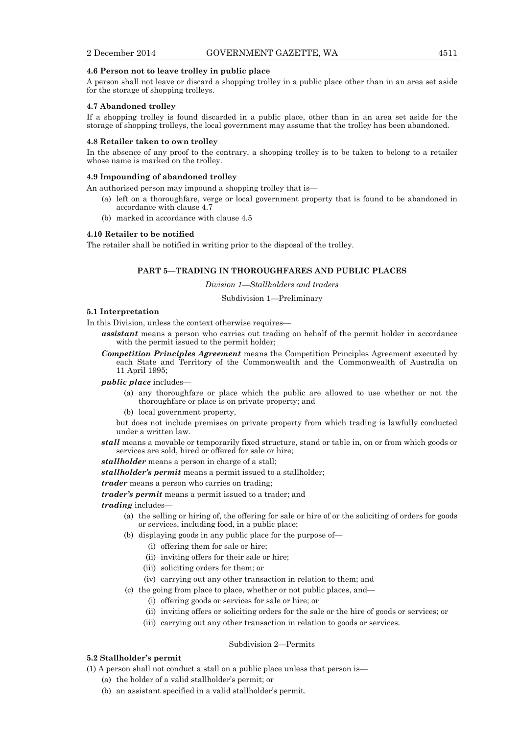**4.6 Person not to leave trolley in public place**

A person shall not leave or discard a shopping trolley in a public place other than in an area set aside for the storage of shopping trolleys.

**4.7 Abandoned trolley**

If a shopping trolley is found discarded in a public place, other than in an area set aside for the storage of shopping trolleys, the local government may assume that the trolley has been abandoned.

**4.8 Retailer taken to own trolley**

In the absence of any proof to the contrary, a shopping trolley is to be taken to belong to a retailer whose name is marked on the trolley.

**4.9 Impounding of abandoned trolley**

An authorised person may impound a shopping trolley that is—

- (a) left on a thoroughfare, verge or local government property that is found to be abandoned in accordance with clause 4.7
- (b) marked in accordance with clause 4.5

**4.10 Retailer to be notified**

The retailer shall be notified in writing prior to the disposal of the trolley.

## PART 5—TRADING IN THOROUGHFARES AND PUBLIC PLACES

*Division 1—Stallholders and traders*

Subdivision 1—Preliminary

**5.1 Interpretation**

In this Division, unless the context otherwise requires—

***assistant*** means a person who carries out trading on behalf of the permit holder in accordance with the permit issued to the permit holder;

***Competition Principles Agreement*** means the Competition Principles Agreement executed by each State and Territory of the Commonwealth and the Commonwealth of Australia on 11 April 1995;

***public place*** includes—

- (a) any thoroughfare or place which the public are allowed to use whether or not the thoroughfare or place is on private property; and
- (b) local government property,

but does not include premises on private property from which trading is lawfully conducted under a written law.

***stall*** means a movable or temporarily fixed structure, stand or table in, on or from which goods or services are sold, hired or offered for sale or hire;

***stallholder*** means a person in charge of a stall;

***stallholder's permit*** means a permit issued to a stallholder;

***trader*** means a person who carries on trading;

***trader's permit*** means a permit issued to a trader; and

***trading*** includes—

- (a) the selling or hiring of, the offering for sale or hire of or the soliciting of orders for goods or services, including food, in a public place;
- (b) displaying goods in any public place for the purpose of—
  - (i) offering them for sale or hire;
  - (ii) inviting offers for their sale or hire;
  - (iii) soliciting orders for them; or
  - (iv) carrying out any other transaction in relation to them; and
- (c) the going from place to place, whether or not public places, and—
  - (i) offering goods or services for sale or hire; or
  - (ii) inviting offers or soliciting orders for the sale or the hire of goods or services; or
  - (iii) carrying out any other transaction in relation to goods or services.

Subdivision 2—Permits

**5.2 Stallholder's permit**

(1) A person shall not conduct a stall on a public place unless that person is—

- (a) the holder of a valid stallholder's permit; or
- (b) an assistant specified in a valid stallholder's permit.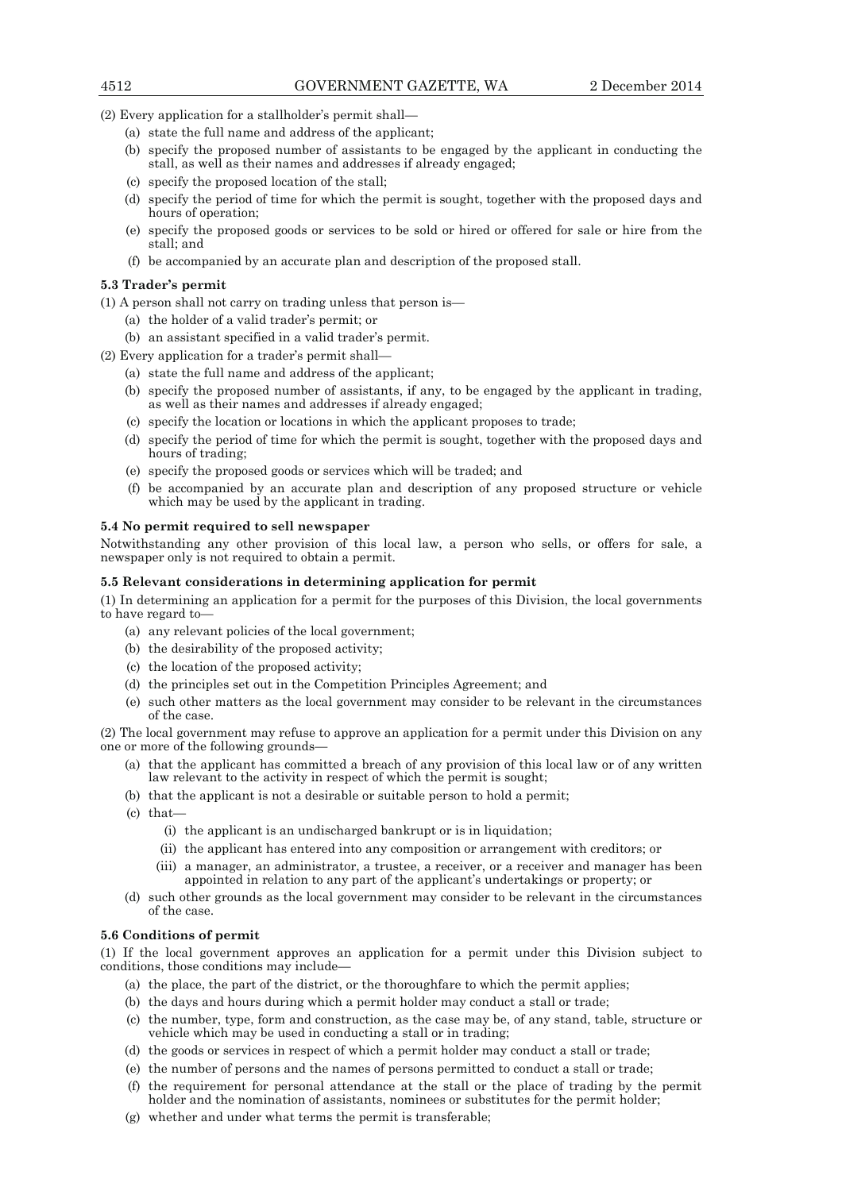(2) Every application for a stallholder's permit shall—

(a) state the full name and address of the applicant;

(b) specify the proposed number of assistants to be engaged by the applicant in conducting the stall, as well as their names and addresses if already engaged;

(c) specify the proposed location of the stall;

(d) specify the period of time for which the permit is sought, together with the proposed days and hours of operation;

(e) specify the proposed goods or services to be sold or hired or offered for sale or hire from the stall; and

(f) be accompanied by an accurate plan and description of the proposed stall.

**5.3 Trader's permit**

(1) A person shall not carry on trading unless that person is—

(a) the holder of a valid trader's permit; or

(b) an assistant specified in a valid trader's permit.

(2) Every application for a trader's permit shall—

(a) state the full name and address of the applicant;

(b) specify the proposed number of assistants, if any, to be engaged by the applicant in trading, as well as their names and addresses if already engaged;

(c) specify the location or locations in which the applicant proposes to trade;

(d) specify the period of time for which the permit is sought, together with the proposed days and hours of trading;

(e) specify the proposed goods or services which will be traded; and

(f) be accompanied by an accurate plan and description of any proposed structure or vehicle which may be used by the applicant in trading.

**5.4 No permit required to sell newspaper**

Notwithstanding any other provision of this local law, a person who sells, or offers for sale, a newspaper only is not required to obtain a permit.

**5.5 Relevant considerations in determining application for permit**

(1) In determining an application for a permit for the purposes of this Division, the local governments to have regard to—

(a) any relevant policies of the local government;

(b) the desirability of the proposed activity;

(c) the location of the proposed activity;

(d) the principles set out in the Competition Principles Agreement; and

(e) such other matters as the local government may consider to be relevant in the circumstances of the case.

(2) The local government may refuse to approve an application for a permit under this Division on any one or more of the following grounds—

(a) that the applicant has committed a breach of any provision of this local law or of any written law relevant to the activity in respect of which the permit is sought;

(b) that the applicant is not a desirable or suitable person to hold a permit;

(c) that—

(i) the applicant is an undischarged bankrupt or is in liquidation;

(ii) the applicant has entered into any composition or arrangement with creditors; or

(iii) a manager, an administrator, a trustee, a receiver, or a receiver and manager has been appointed in relation to any part of the applicant's undertakings or property; or

(d) such other grounds as the local government may consider to be relevant in the circumstances of the case.

**5.6 Conditions of permit**

(1) If the local government approves an application for a permit under this Division subject to conditions, those conditions may include—

(a) the place, the part of the district, or the thoroughfare to which the permit applies;

(b) the days and hours during which a permit holder may conduct a stall or trade;

(c) the number, type, form and construction, as the case may be, of any stand, table, structure or vehicle which may be used in conducting a stall or in trading;

(d) the goods or services in respect of which a permit holder may conduct a stall or trade;

(e) the number of persons and the names of persons permitted to conduct a stall or trade;

(f) the requirement for personal attendance at the stall or the place of trading by the permit holder and the nomination of assistants, nominees or substitutes for the permit holder;

(g) whether and under what terms the permit is transferable;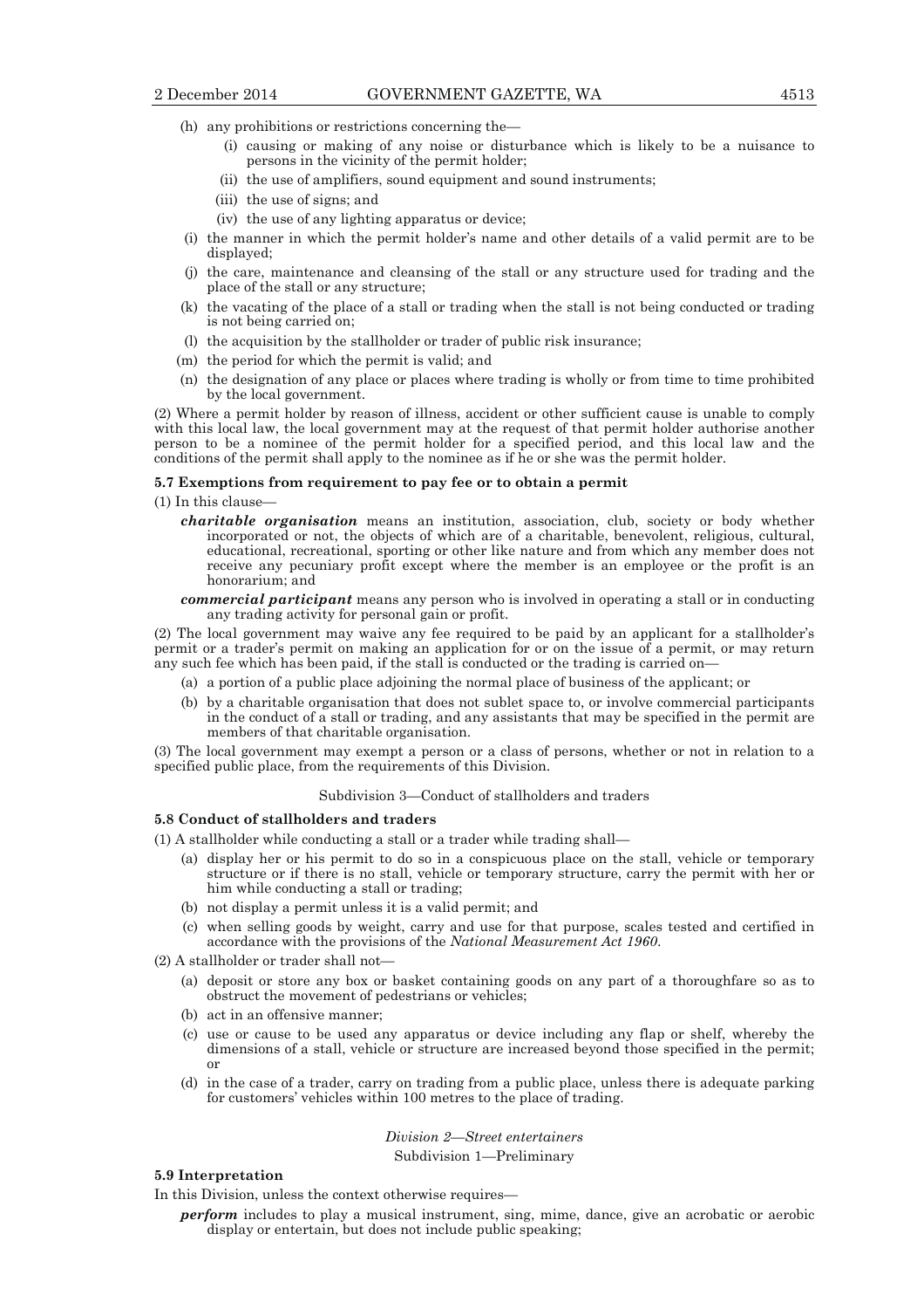(h) any prohibitions or restrictions concerning the—

  (i) causing or making of any noise or disturbance which is likely to be a nuisance to persons in the vicinity of the permit holder;

  (ii) the use of amplifiers, sound equipment and sound instruments;

  (iii) the use of signs; and

  (iv) the use of any lighting apparatus or device;

(i) the manner in which the permit holder's name and other details of a valid permit are to be displayed;

(j) the care, maintenance and cleansing of the stall or any structure used for trading and the place of the stall or any structure;

(k) the vacating of the place of a stall or trading when the stall is not being conducted or trading is not being carried on;

(l) the acquisition by the stallholder or trader of public risk insurance;

(m) the period for which the permit is valid; and

(n) the designation of any place or places where trading is wholly or from time to time prohibited by the local government.

(2) Where a permit holder by reason of illness, accident or other sufficient cause is unable to comply with this local law, the local government may at the request of that permit holder authorise another person to be a nominee of the permit holder for a specified period, and this local law and the conditions of the permit shall apply to the nominee as if he or she was the permit holder.

**5.7 Exemptions from requirement to pay fee or to obtain a permit**

(1) In this clause—

***charitable organisation*** means an institution, association, club, society or body whether incorporated or not, the objects of which are of a charitable, benevolent, religious, cultural, educational, recreational, sporting or other like nature and from which any member does not receive any pecuniary profit except where the member is an employee or the profit is an honorarium; and

***commercial participant*** means any person who is involved in operating a stall or in conducting any trading activity for personal gain or profit.

(2) The local government may waive any fee required to be paid by an applicant for a stallholder's permit or a trader's permit on making an application for or on the issue of a permit, or may return any such fee which has been paid, if the stall is conducted or the trading is carried on—

(a) a portion of a public place adjoining the normal place of business of the applicant; or

(b) by a charitable organisation that does not sublet space to, or involve commercial participants in the conduct of a stall or trading, and any assistants that may be specified in the permit are members of that charitable organisation.

(3) The local government may exempt a person or a class of persons, whether or not in relation to a specified public place, from the requirements of this Division.

Subdivision 3—Conduct of stallholders and traders

**5.8 Conduct of stallholders and traders**

(1) A stallholder while conducting a stall or a trader while trading shall—

(a) display her or his permit to do so in a conspicuous place on the stall, vehicle or temporary structure or if there is no stall, vehicle or temporary structure, carry the permit with her or him while conducting a stall or trading;

(b) not display a permit unless it is a valid permit; and

(c) when selling goods by weight, carry and use for that purpose, scales tested and certified in accordance with the provisions of the *National Measurement Act 1960*.

(2) A stallholder or trader shall not—

(a) deposit or store any box or basket containing goods on any part of a thoroughfare so as to obstruct the movement of pedestrians or vehicles;

(b) act in an offensive manner;

(c) use or cause to be used any apparatus or device including any flap or shelf, whereby the dimensions of a stall, vehicle or structure are increased beyond those specified in the permit; or

(d) in the case of a trader, carry on trading from a public place, unless there is adequate parking for customers' vehicles within 100 metres to the place of trading.

*Division 2—Street entertainers*

Subdivision 1—Preliminary

**5.9 Interpretation**

In this Division, unless the context otherwise requires—

***perform*** includes to play a musical instrument, sing, mime, dance, give an acrobatic or aerobic display or entertain, but does not include public speaking;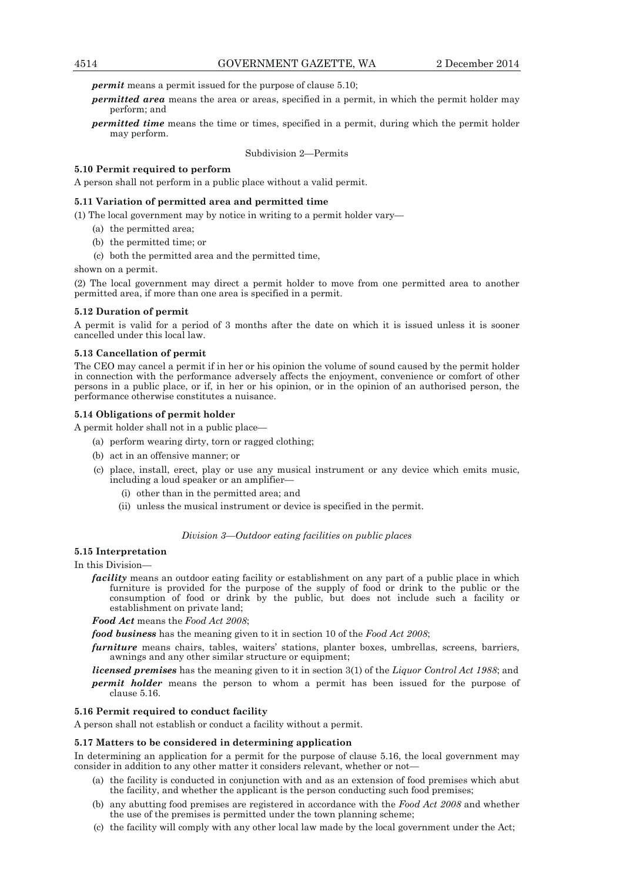***permit*** means a permit issued for the purpose of clause 5.10;

***permitted area*** means the area or areas, specified in a permit, in which the permit holder may perform; and

***permitted time*** means the time or times, specified in a permit, during which the permit holder may perform.

Subdivision 2—Permits

**5.10 Permit required to perform**

A person shall not perform in a public place without a valid permit.

**5.11 Variation of permitted area and permitted time**

(1) The local government may by notice in writing to a permit holder vary—

(a) the permitted area;

(b) the permitted time; or

(c) both the permitted area and the permitted time,

shown on a permit.

(2) The local government may direct a permit holder to move from one permitted area to another permitted area, if more than one area is specified in a permit.

**5.12 Duration of permit**

A permit is valid for a period of 3 months after the date on which it is issued unless it is sooner cancelled under this local law.

**5.13 Cancellation of permit**

The CEO may cancel a permit if in her or his opinion the volume of sound caused by the permit holder in connection with the performance adversely affects the enjoyment, convenience or comfort of other persons in a public place, or if, in her or his opinion, or in the opinion of an authorised person, the performance otherwise constitutes a nuisance.

**5.14 Obligations of permit holder**

A permit holder shall not in a public place—

(a) perform wearing dirty, torn or ragged clothing;

(b) act in an offensive manner; or

(c) place, install, erect, play or use any musical instrument or any device which emits music, including a loud speaker or an amplifier—

(i) other than in the permitted area; and

(ii) unless the musical instrument or device is specified in the permit.

*Division 3—Outdoor eating facilities on public places*

**5.15 Interpretation**

In this Division—

***facility*** means an outdoor eating facility or establishment on any part of a public place in which furniture is provided for the purpose of the supply of food or drink to the public or the consumption of food or drink by the public, but does not include such a facility or establishment on private land;

***Food Act*** means the *Food Act 2008*;

***food business*** has the meaning given to it in section 10 of the *Food Act 2008*;

***furniture*** means chairs, tables, waiters' stations, planter boxes, umbrellas, screens, barriers, awnings and any other similar structure or equipment;

***licensed premises*** has the meaning given to it in section 3(1) of the *Liquor Control Act 1988*; and

***permit holder*** means the person to whom a permit has been issued for the purpose of clause 5.16.

**5.16 Permit required to conduct facility**

A person shall not establish or conduct a facility without a permit.

**5.17 Matters to be considered in determining application**

In determining an application for a permit for the purpose of clause 5.16, the local government may consider in addition to any other matter it considers relevant, whether or not—

(a) the facility is conducted in conjunction with and as an extension of food premises which abut the facility, and whether the applicant is the person conducting such food premises;

(b) any abutting food premises are registered in accordance with the *Food Act 2008* and whether the use of the premises is permitted under the town planning scheme;

(c) the facility will comply with any other local law made by the local government under the Act;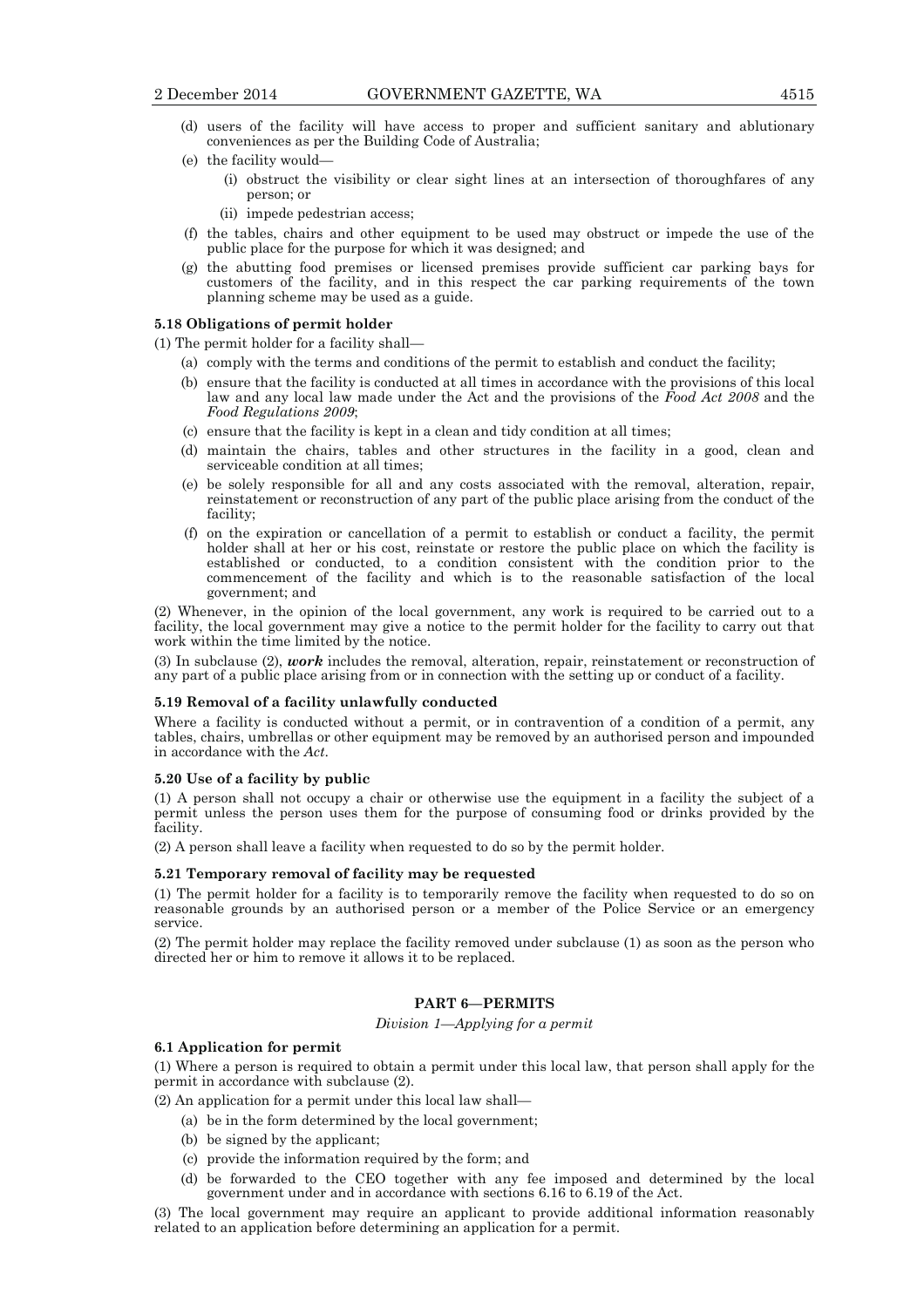(d) users of the facility will have access to proper and sufficient sanitary and ablutionary conveniences as per the Building Code of Australia;

(e) the facility would—

 (i) obstruct the visibility or clear sight lines at an intersection of thoroughfares of any person; or

 (ii) impede pedestrian access;

(f) the tables, chairs and other equipment to be used may obstruct or impede the use of the public place for the purpose for which it was designed; and

(g) the abutting food premises or licensed premises provide sufficient car parking bays for customers of the facility, and in this respect the car parking requirements of the town planning scheme may be used as a guide.

**5.18 Obligations of permit holder**

(1) The permit holder for a facility shall—

(a) comply with the terms and conditions of the permit to establish and conduct the facility;

(b) ensure that the facility is conducted at all times in accordance with the provisions of this local law and any local law made under the Act and the provisions of the *Food Act 2008* and the *Food Regulations 2009*;

(c) ensure that the facility is kept in a clean and tidy condition at all times;

(d) maintain the chairs, tables and other structures in the facility in a good, clean and serviceable condition at all times;

(e) be solely responsible for all and any costs associated with the removal, alteration, repair, reinstatement or reconstruction of any part of the public place arising from the conduct of the facility;

(f) on the expiration or cancellation of a permit to establish or conduct a facility, the permit holder shall at her or his cost, reinstate or restore the public place on which the facility is established or conducted, to a condition consistent with the condition prior to the commencement of the facility and which is to the reasonable satisfaction of the local government; and

(2) Whenever, in the opinion of the local government, any work is required to be carried out to a facility, the local government may give a notice to the permit holder for the facility to carry out that work within the time limited by the notice.

(3) In subclause (2), ***work*** includes the removal, alteration, repair, reinstatement or reconstruction of any part of a public place arising from or in connection with the setting up or conduct of a facility.

**5.19 Removal of a facility unlawfully conducted**

Where a facility is conducted without a permit, or in contravention of a condition of a permit, any tables, chairs, umbrellas or other equipment may be removed by an authorised person and impounded in accordance with the *Act*.

**5.20 Use of a facility by public**

(1) A person shall not occupy a chair or otherwise use the equipment in a facility the subject of a permit unless the person uses them for the purpose of consuming food or drinks provided by the facility.

(2) A person shall leave a facility when requested to do so by the permit holder.

**5.21 Temporary removal of facility may be requested**

(1) The permit holder for a facility is to temporarily remove the facility when requested to do so on reasonable grounds by an authorised person or a member of the Police Service or an emergency service.

(2) The permit holder may replace the facility removed under subclause (1) as soon as the person who directed her or him to remove it allows it to be replaced.

## PART 6—PERMITS

*Division 1—Applying for a permit*

**6.1 Application for permit**

(1) Where a person is required to obtain a permit under this local law, that person shall apply for the permit in accordance with subclause (2).

(2) An application for a permit under this local law shall—

(a) be in the form determined by the local government;

(b) be signed by the applicant;

(c) provide the information required by the form; and

(d) be forwarded to the CEO together with any fee imposed and determined by the local government under and in accordance with sections 6.16 to 6.19 of the Act.

(3) The local government may require an applicant to provide additional information reasonably related to an application before determining an application for a permit.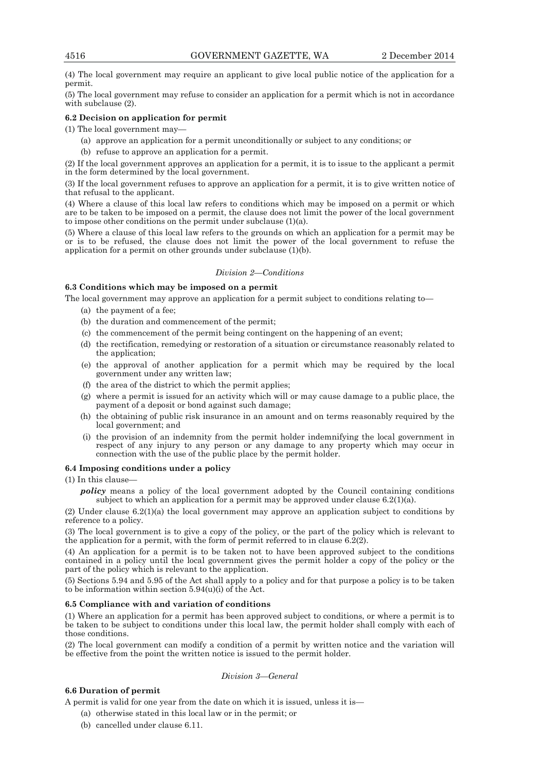(4) The local government may require an applicant to give local public notice of the application for a permit.

(5) The local government may refuse to consider an application for a permit which is not in accordance with subclause (2).

**6.2 Decision on application for permit**

(1) The local government may—

(a) approve an application for a permit unconditionally or subject to any conditions; or

(b) refuse to approve an application for a permit.

(2) If the local government approves an application for a permit, it is to issue to the applicant a permit in the form determined by the local government.

(3) If the local government refuses to approve an application for a permit, it is to give written notice of that refusal to the applicant.

(4) Where a clause of this local law refers to conditions which may be imposed on a permit or which are to be taken to be imposed on a permit, the clause does not limit the power of the local government to impose other conditions on the permit under subclause (1)(a).

(5) Where a clause of this local law refers to the grounds on which an application for a permit may be or is to be refused, the clause does not limit the power of the local government to refuse the application for a permit on other grounds under subclause (1)(b).

*Division 2—Conditions*

**6.3 Conditions which may be imposed on a permit**

The local government may approve an application for a permit subject to conditions relating to—

(a) the payment of a fee;

(b) the duration and commencement of the permit;

(c) the commencement of the permit being contingent on the happening of an event;

(d) the rectification, remedying or restoration of a situation or circumstance reasonably related to the application;

(e) the approval of another application for a permit which may be required by the local government under any written law;

(f) the area of the district to which the permit applies;

(g) where a permit is issued for an activity which will or may cause damage to a public place, the payment of a deposit or bond against such damage;

(h) the obtaining of public risk insurance in an amount and on terms reasonably required by the local government; and

(i) the provision of an indemnity from the permit holder indemnifying the local government in respect of any injury to any person or any damage to any property which may occur in connection with the use of the public place by the permit holder.

**6.4 Imposing conditions under a policy**

(1) In this clause—

***policy*** means a policy of the local government adopted by the Council containing conditions subject to which an application for a permit may be approved under clause 6.2(1)(a).

(2) Under clause 6.2(1)(a) the local government may approve an application subject to conditions by reference to a policy.

(3) The local government is to give a copy of the policy, or the part of the policy which is relevant to the application for a permit, with the form of permit referred to in clause 6.2(2).

(4) An application for a permit is to be taken not to have been approved subject to the conditions contained in a policy until the local government gives the permit holder a copy of the policy or the part of the policy which is relevant to the application.

(5) Sections 5.94 and 5.95 of the Act shall apply to a policy and for that purpose a policy is to be taken to be information within section 5.94(u)(i) of the Act.

**6.5 Compliance with and variation of conditions**

(1) Where an application for a permit has been approved subject to conditions, or where a permit is to be taken to be subject to conditions under this local law, the permit holder shall comply with each of those conditions.

(2) The local government can modify a condition of a permit by written notice and the variation will be effective from the point the written notice is issued to the permit holder.

*Division 3—General*

**6.6 Duration of permit**

A permit is valid for one year from the date on which it is issued, unless it is—

(a) otherwise stated in this local law or in the permit; or

(b) cancelled under clause 6.11.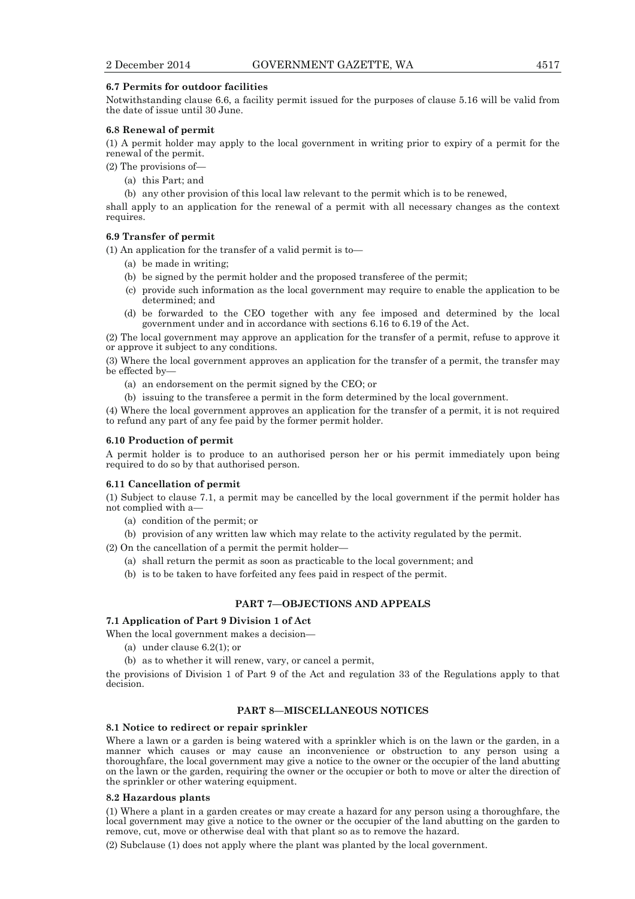#### 6.7 Permits for outdoor facilities

Notwithstanding clause 6.6, a facility permit issued for the purposes of clause 5.16 will be valid from the date of issue until 30 June.

#### 6.8 Renewal of permit

(1) A permit holder may apply to the local government in writing prior to expiry of a permit for the renewal of the permit.

(2) The provisions of—

- (a) this Part; and
- (b) any other provision of this local law relevant to the permit which is to be renewed,

shall apply to an application for the renewal of a permit with all necessary changes as the context requires.

#### 6.9 Transfer of permit

(1) An application for the transfer of a valid permit is to—

- (a) be made in writing;
- (b) be signed by the permit holder and the proposed transferee of the permit;
- (c) provide such information as the local government may require to enable the application to be determined; and
- (d) be forwarded to the CEO together with any fee imposed and determined by the local government under and in accordance with sections 6.16 to 6.19 of the Act.

(2) The local government may approve an application for the transfer of a permit, refuse to approve it or approve it subject to any conditions.

(3) Where the local government approves an application for the transfer of a permit, the transfer may be effected by—

- (a) an endorsement on the permit signed by the CEO; or
- (b) issuing to the transferee a permit in the form determined by the local government.

(4) Where the local government approves an application for the transfer of a permit, it is not required to refund any part of any fee paid by the former permit holder.

#### 6.10 Production of permit

A permit holder is to produce to an authorised person her or his permit immediately upon being required to do so by that authorised person.

#### 6.11 Cancellation of permit

(1) Subject to clause 7.1, a permit may be cancelled by the local government if the permit holder has not complied with a—

- (a) condition of the permit; or
- (b) provision of any written law which may relate to the activity regulated by the permit.

(2) On the cancellation of a permit the permit holder—

- (a) shall return the permit as soon as practicable to the local government; and
- (b) is to be taken to have forfeited any fees paid in respect of the permit.

## PART 7—OBJECTIONS AND APPEALS

#### 7.1 Application of Part 9 Division 1 of Act

When the local government makes a decision—

- (a) under clause 6.2(1); or
- (b) as to whether it will renew, vary, or cancel a permit,

the provisions of Division 1 of Part 9 of the Act and regulation 33 of the Regulations apply to that decision.

## PART 8—MISCELLANEOUS NOTICES

#### 8.1 Notice to redirect or repair sprinkler

Where a lawn or a garden is being watered with a sprinkler which is on the lawn or the garden, in a manner which causes or may cause an inconvenience or obstruction to any person using a thoroughfare, the local government may give a notice to the owner or the occupier of the land abutting on the lawn or the garden, requiring the owner or the occupier or both to move or alter the direction of the sprinkler or other watering equipment.

#### 8.2 Hazardous plants

(1) Where a plant in a garden creates or may create a hazard for any person using a thoroughfare, the local government may give a notice to the owner or the occupier of the land abutting on the garden to remove, cut, move or otherwise deal with that plant so as to remove the hazard.

(2) Subclause (1) does not apply where the plant was planted by the local government.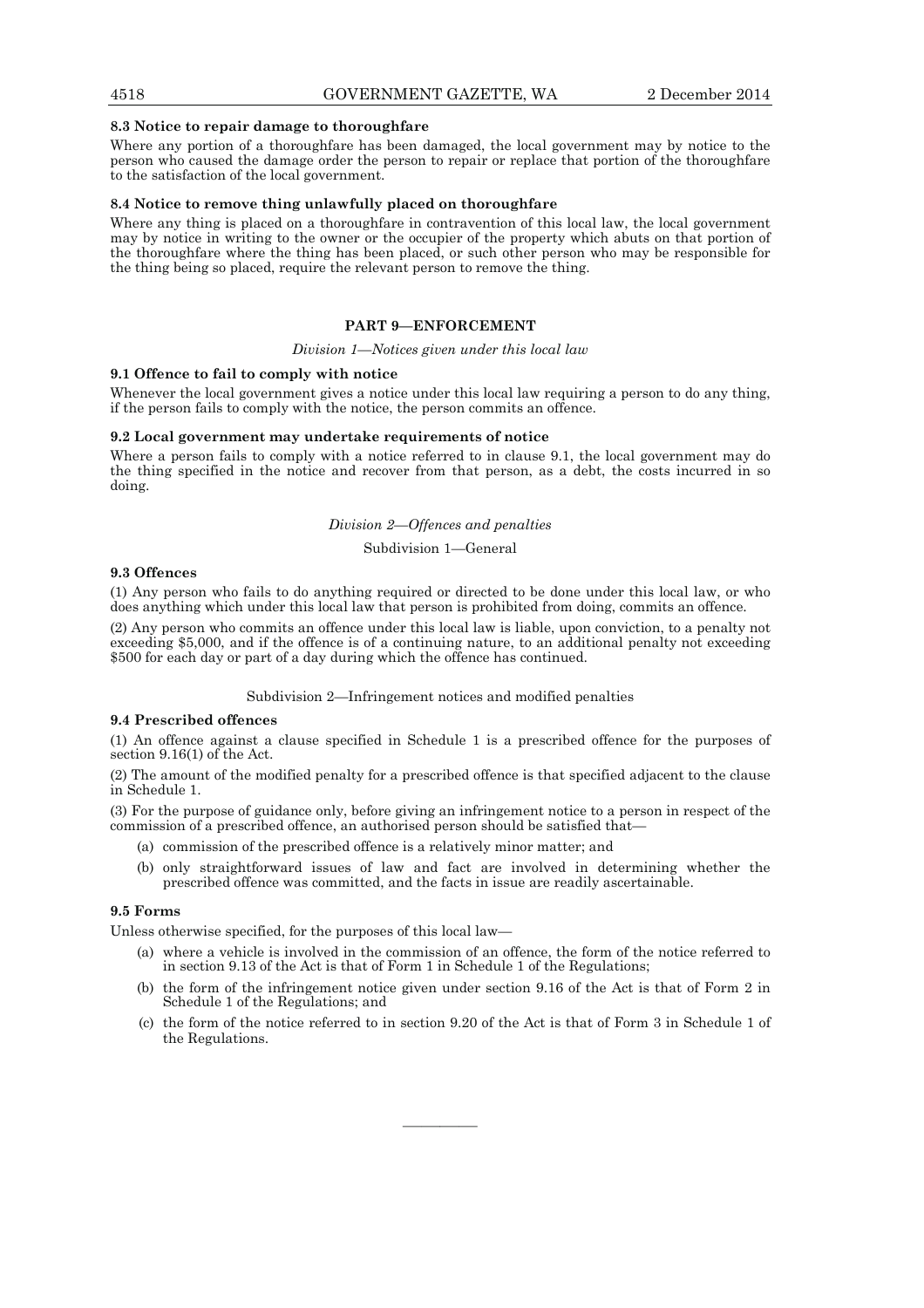**8.3 Notice to repair damage to thoroughfare**

Where any portion of a thoroughfare has been damaged, the local government may by notice to the person who caused the damage order the person to repair or replace that portion of the thoroughfare to the satisfaction of the local government.

**8.4 Notice to remove thing unlawfully placed on thoroughfare**

Where any thing is placed on a thoroughfare in contravention of this local law, the local government may by notice in writing to the owner or the occupier of the property which abuts on that portion of the thoroughfare where the thing has been placed, or such other person who may be responsible for the thing being so placed, require the relevant person to remove the thing.

## PART 9—ENFORCEMENT

*Division 1—Notices given under this local law*

**9.1 Offence to fail to comply with notice**

Whenever the local government gives a notice under this local law requiring a person to do any thing, if the person fails to comply with the notice, the person commits an offence.

**9.2 Local government may undertake requirements of notice**

Where a person fails to comply with a notice referred to in clause 9.1, the local government may do the thing specified in the notice and recover from that person, as a debt, the costs incurred in so doing.

*Division 2—Offences and penalties*

Subdivision 1—General

**9.3 Offences**

(1) Any person who fails to do anything required or directed to be done under this local law, or who does anything which under this local law that person is prohibited from doing, commits an offence.

(2) Any person who commits an offence under this local law is liable, upon conviction, to a penalty not exceeding $5,000, and if the offence is of a continuing nature, to an additional penalty not exceeding $500 for each day or part of a day during which the offence has continued.

Subdivision 2—Infringement notices and modified penalties

**9.4 Prescribed offences**

(1) An offence against a clause specified in Schedule 1 is a prescribed offence for the purposes of section 9.16(1) of the Act.

(2) The amount of the modified penalty for a prescribed offence is that specified adjacent to the clause in Schedule 1.

(3) For the purpose of guidance only, before giving an infringement notice to a person in respect of the commission of a prescribed offence, an authorised person should be satisfied that—

- (a) commission of the prescribed offence is a relatively minor matter; and
- (b) only straightforward issues of law and fact are involved in determining whether the prescribed offence was committed, and the facts in issue are readily ascertainable.

**9.5 Forms**

Unless otherwise specified, for the purposes of this local law—

- (a) where a vehicle is involved in the commission of an offence, the form of the notice referred to in section 9.13 of the Act is that of Form 1 in Schedule 1 of the Regulations;
- (b) the form of the infringement notice given under section 9.16 of the Act is that of Form 2 in Schedule 1 of the Regulations; and
- (c) the form of the notice referred to in section 9.20 of the Act is that of Form 3 in Schedule 1 of the Regulations.

———————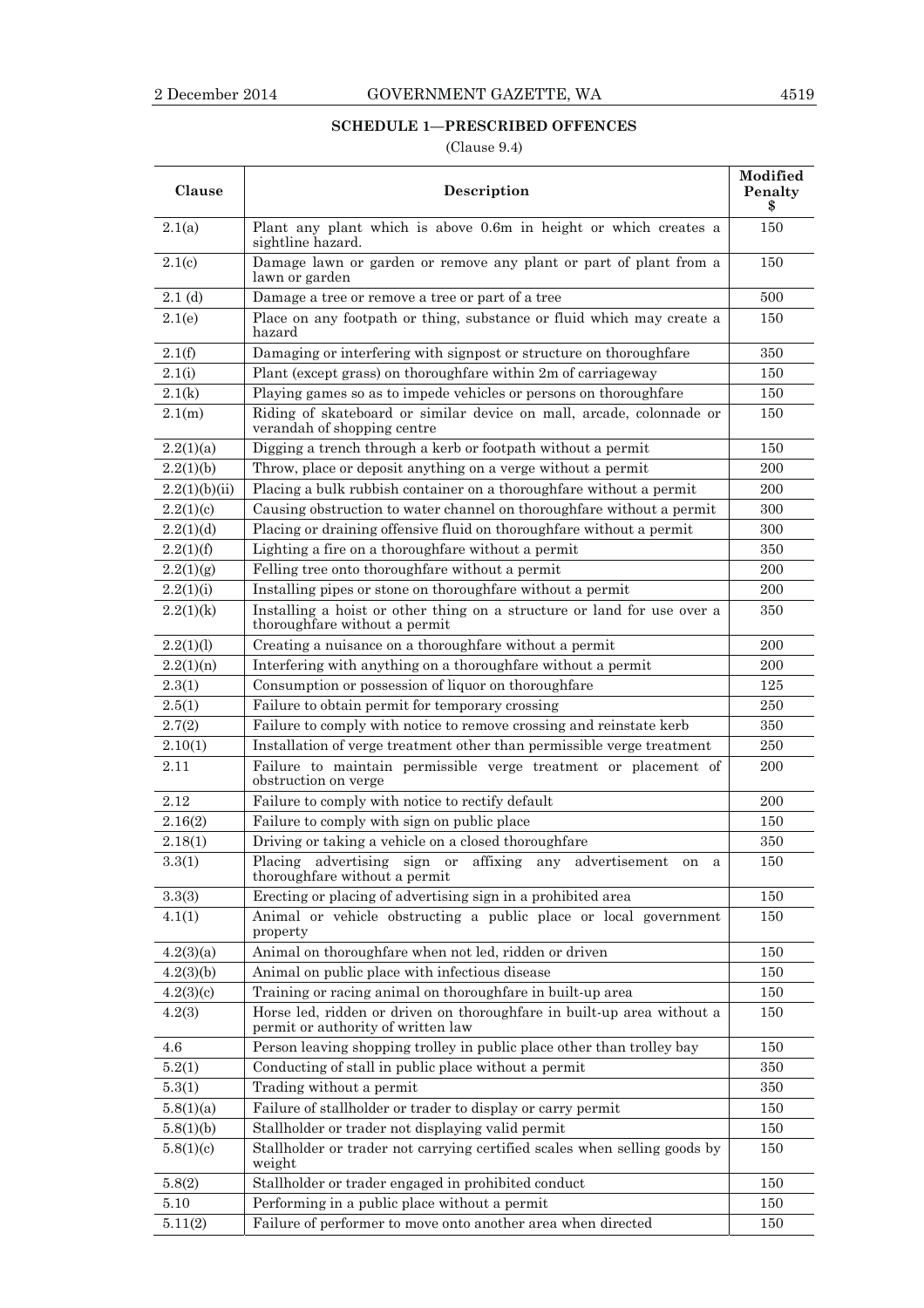## SCHEDULE 1—PRESCRIBED OFFENCES

(Clause 9.4)

| Clause | Description | Modified Penalty $ |
|---|---|---|
| 2.1(a) | Plant any plant which is above 0.6m in height or which creates a sightline hazard. | 150 |
| 2.1(c) | Damage lawn or garden or remove any plant or part of plant from a lawn or garden | 150 |
| 2.1 (d) | Damage a tree or remove a tree or part of a tree | 500 |
| 2.1(e) | Place on any footpath or thing, substance or fluid which may create a hazard | 150 |
| 2.1(f) | Damaging or interfering with signpost or structure on thoroughfare | 350 |
| 2.1(i) | Plant (except grass) on thoroughfare within 2m of carriageway | 150 |
| 2.1(k) | Playing games so as to impede vehicles or persons on thoroughfare | 150 |
| 2.1(m) | Riding of skateboard or similar device on mall, arcade, colonnade or verandah of shopping centre | 150 |
| 2.2(1)(a) | Digging a trench through a kerb or footpath without a permit | 150 |
| 2.2(1)(b) | Throw, place or deposit anything on a verge without a permit | 200 |
| 2.2(1)(b)(ii) | Placing a bulk rubbish container on a thoroughfare without a permit | 200 |
| 2.2(1)(c) | Causing obstruction to water channel on thoroughfare without a permit | 300 |
| 2.2(1)(d) | Placing or draining offensive fluid on thoroughfare without a permit | 300 |
| 2.2(1)(f) | Lighting a fire on a thoroughfare without a permit | 350 |
| 2.2(1)(g) | Felling tree onto thoroughfare without a permit | 200 |
| 2.2(1)(i) | Installing pipes or stone on thoroughfare without a permit | 200 |
| 2.2(1)(k) | Installing a hoist or other thing on a structure or land for use over a thoroughfare without a permit | 350 |
| 2.2(1)(l) | Creating a nuisance on a thoroughfare without a permit | 200 |
| 2.2(1)(n) | Interfering with anything on a thoroughfare without a permit | 200 |
| 2.3(1) | Consumption or possession of liquor on thoroughfare | 125 |
| 2.5(1) | Failure to obtain permit for temporary crossing | 250 |
| 2.7(2) | Failure to comply with notice to remove crossing and reinstate kerb | 350 |
| 2.10(1) | Installation of verge treatment other than permissible verge treatment | 250 |
| 2.11 | Failure to maintain permissible verge treatment or placement of obstruction on verge | 200 |
| 2.12 | Failure to comply with notice to rectify default | 200 |
| 2.16(2) | Failure to comply with sign on public place | 150 |
| 2.18(1) | Driving or taking a vehicle on a closed thoroughfare | 350 |
| 3.3(1) | Placing advertising sign or affixing any advertisement on a thoroughfare without a permit | 150 |
| 3.3(3) | Erecting or placing of advertising sign in a prohibited area | 150 |
| 4.1(1) | Animal or vehicle obstructing a public place or local government property | 150 |
| 4.2(3)(a) | Animal on thoroughfare when not led, ridden or driven | 150 |
| 4.2(3)(b) | Animal on public place with infectious disease | 150 |
| 4.2(3)(c) | Training or racing animal on thoroughfare in built-up area | 150 |
| 4.2(3) | Horse led, ridden or driven on thoroughfare in built-up area without a permit or authority of written law | 150 |
| 4.6 | Person leaving shopping trolley in public place other than trolley bay | 150 |
| 5.2(1) | Conducting of stall in public place without a permit | 350 |
| 5.3(1) | Trading without a permit | 350 |
| 5.8(1)(a) | Failure of stallholder or trader to display or carry permit | 150 |
| 5.8(1)(b) | Stallholder or trader not displaying valid permit | 150 |
| 5.8(1)(c) | Stallholder or trader not carrying certified scales when selling goods by weight | 150 |
| 5.8(2) | Stallholder or trader engaged in prohibited conduct | 150 |
| 5.10 | Performing in a public place without a permit | 150 |
| 5.11(2) | Failure of performer to move onto another area when directed | 150 |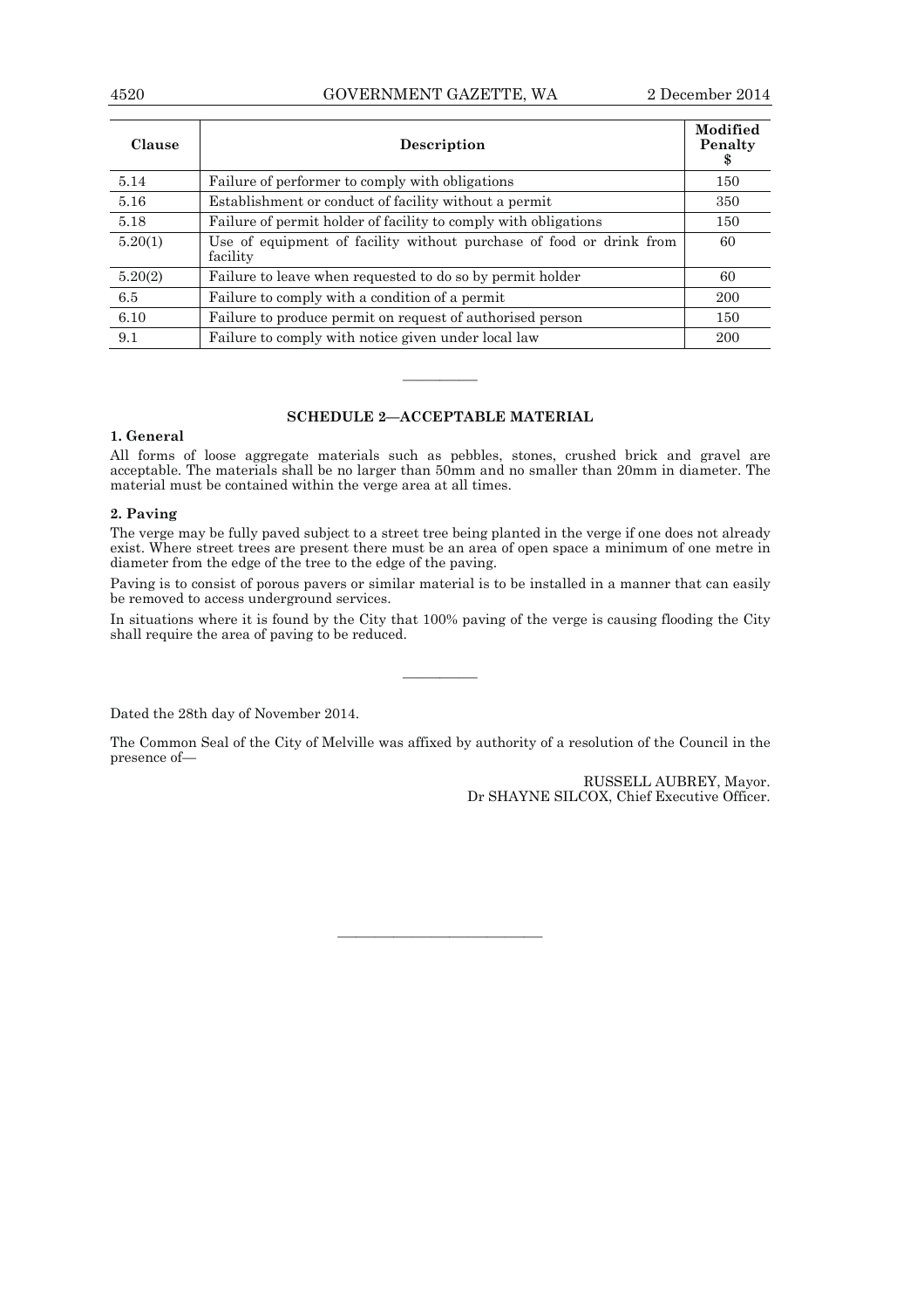| Clause | Description | Modified Penalty $ |
|---|---|---|
| 5.14 | Failure of performer to comply with obligations | 150 |
| 5.16 | Establishment or conduct of facility without a permit | 350 |
| 5.18 | Failure of permit holder of facility to comply with obligations | 150 |
| 5.20(1) | Use of equipment of facility without purchase of food or drink from facility | 60 |
| 5.20(2) | Failure to leave when requested to do so by permit holder | 60 |
| 6.5 | Failure to comply with a condition of a permit | 200 |
| 6.10 | Failure to produce permit on request of authorised person | 150 |
| 9.1 | Failure to comply with notice given under local law | 200 |

———————

## SCHEDULE 2—ACCEPTABLE MATERIAL

**1. General**

All forms of loose aggregate materials such as pebbles, stones, crushed brick and gravel are acceptable. The materials shall be no larger than 50mm and no smaller than 20mm in diameter. The material must be contained within the verge area at all times.

**2. Paving**

The verge may be fully paved subject to a street tree being planted in the verge if one does not already exist. Where street trees are present there must be an area of open space a minimum of one metre in diameter from the edge of the tree to the edge of the paving.

Paving is to consist of porous pavers or similar material is to be installed in a manner that can easily be removed to access underground services.

In situations where it is found by the City that 100% paving of the verge is causing flooding the City shall require the area of paving to be reduced.

———————

Dated the 28th day of November 2014.

The Common Seal of the City of Melville was affixed by authority of a resolution of the Council in the presence of—

RUSSELL AUBREY, Mayor.
Dr SHAYNE SILCOX, Chief Executive Officer.

———————————